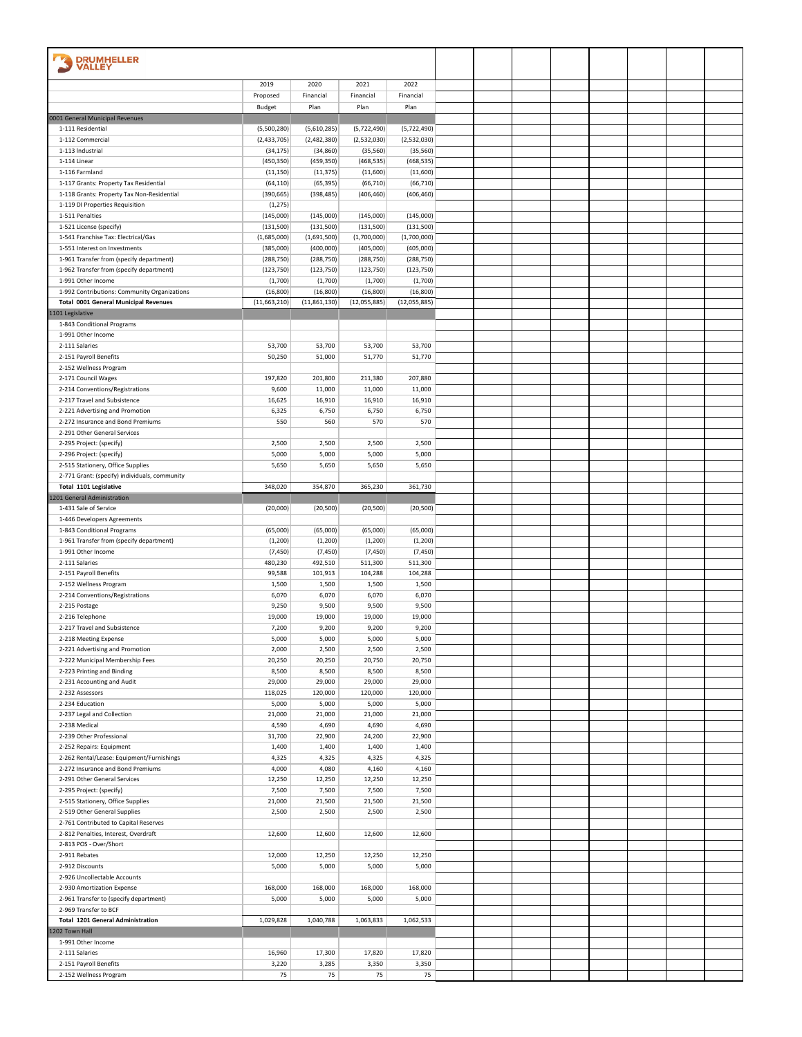DRUMHELLER VALLEY

| | 2019 Proposed Budget | 2020 Financial Plan | 2021 Financial Plan | 2022 Financial Plan |
|---|---|---|---|---|
| 0001 General Municipal Revenues | | | | |
| 1-111 Residential | (5,500,280) | (5,610,285) | (5,722,490) | (5,722,490) |
| 1-112 Commercial | (2,433,705) | (2,482,380) | (2,532,030) | (2,532,030) |
| 1-113 Industrial | (34,175) | (34,860) | (35,560) | (35,560) |
| 1-114 Linear | (450,350) | (459,350) | (468,535) | (468,535) |
| 1-116 Farmland | (11,150) | (11,375) | (11,600) | (11,600) |
| 1-117 Grants: Property Tax Residential | (64,110) | (65,395) | (66,710) | (66,710) |
| 1-118 Grants: Property Tax Non-Residential | (390,665) | (398,485) | (406,460) | (406,460) |
| 1-119 DI Properties Requisition | (1,275) | | | |
| 1-511 Penalties | (145,000) | (145,000) | (145,000) | (145,000) |
| 1-521 License (specify) | (131,500) | (131,500) | (131,500) | (131,500) |
| 1-541 Franchise Tax: Electrical/Gas | (1,685,000) | (1,691,500) | (1,700,000) | (1,700,000) |
| 1-551 Interest on Investments | (385,000) | (400,000) | (405,000) | (405,000) |
| 1-961 Transfer from (specify department) | (288,750) | (288,750) | (288,750) | (288,750) |
| 1-962 Transfer from (specify department) | (123,750) | (123,750) | (123,750) | (123,750) |
| 1-991 Other Income | (1,700) | (1,700) | (1,700) | (1,700) |
| 1-992 Contributions: Community Organizations | (16,800) | (16,800) | (16,800) | (16,800) |
| **Total 0001 General Municipal Revenues** | (11,663,210) | (11,861,130) | (12,055,885) | (12,055,885) |
| 1101 Legislative | | | | |
| 1-843 Conditional Programs | | | | |
| 1-991 Other Income | | | | |
| 2-111 Salaries | 53,700 | 53,700 | 53,700 | 53,700 |
| 2-151 Payroll Benefits | 50,250 | 51,000 | 51,770 | 51,770 |
| 2-152 Wellness Program | | | | |
| 2-171 Council Wages | 197,820 | 201,800 | 211,380 | 207,880 |
| 2-214 Conventions/Registrations | 9,600 | 11,000 | 11,000 | 11,000 |
| 2-217 Travel and Subsistence | 16,625 | 16,910 | 16,910 | 16,910 |
| 2-221 Advertising and Promotion | 6,325 | 6,750 | 6,750 | 6,750 |
| 2-272 Insurance and Bond Premiums | 550 | 560 | 570 | 570 |
| 2-291 Other General Services | | | | |
| 2-295 Project: (specify) | 2,500 | 2,500 | 2,500 | 2,500 |
| 2-296 Project: (specify) | 5,000 | 5,000 | 5,000 | 5,000 |
| 2-515 Stationery, Office Supplies | 5,650 | 5,650 | 5,650 | 5,650 |
| 2-771 Grant: (specify) individuals, community | | | | |
| **Total 1101 Legislative** | 348,020 | 354,870 | 365,230 | 361,730 |
| 1201 General Administration | | | | |
| 1-431 Sale of Service | (20,000) | (20,500) | (20,500) | (20,500) |
| 1-446 Developers Agreements | | | | |
| 1-843 Conditional Programs | (65,000) | (65,000) | (65,000) | (65,000) |
| 1-961 Transfer from (specify department) | (1,200) | (1,200) | (1,200) | (1,200) |
| 1-991 Other Income | (7,450) | (7,450) | (7,450) | (7,450) |
| 2-111 Salaries | 480,230 | 492,510 | 511,300 | 511,300 |
| 2-151 Payroll Benefits | 99,588 | 101,913 | 104,288 | 104,288 |
| 2-152 Wellness Program | 1,500 | 1,500 | 1,500 | 1,500 |
| 2-214 Conventions/Registrations | 6,070 | 6,070 | 6,070 | 6,070 |
| 2-215 Postage | 9,250 | 9,500 | 9,500 | 9,500 |
| 2-216 Telephone | 19,000 | 19,000 | 19,000 | 19,000 |
| 2-217 Travel and Subsistence | 7,200 | 9,200 | 9,200 | 9,200 |
| 2-218 Meeting Expense | 5,000 | 5,000 | 5,000 | 5,000 |
| 2-221 Advertising and Promotion | 2,000 | 2,500 | 2,500 | 2,500 |
| 2-222 Municipal Membership Fees | 20,250 | 20,250 | 20,750 | 20,750 |
| 2-223 Printing and Binding | 8,500 | 8,500 | 8,500 | 8,500 |
| 2-231 Accounting and Audit | 29,000 | 29,000 | 29,000 | 29,000 |
| 2-232 Assessors | 118,025 | 120,000 | 120,000 | 120,000 |
| 2-234 Education | 5,000 | 5,000 | 5,000 | 5,000 |
| 2-237 Legal and Collection | 21,000 | 21,000 | 21,000 | 21,000 |
| 2-238 Medical | 4,590 | 4,690 | 4,690 | 4,690 |
| 2-239 Other Professional | 31,700 | 22,900 | 24,200 | 22,900 |
| 2-252 Repairs: Equipment | 1,400 | 1,400 | 1,400 | 1,400 |
| 2-262 Rental/Lease: Equipment/Furnishings | 4,325 | 4,325 | 4,325 | 4,325 |
| 2-272 Insurance and Bond Premiums | 4,000 | 4,080 | 4,160 | 4,160 |
| 2-291 Other General Services | 12,250 | 12,250 | 12,250 | 12,250 |
| 2-295 Project: (specify) | 7,500 | 7,500 | 7,500 | 7,500 |
| 2-515 Stationery, Office Supplies | 21,000 | 21,500 | 21,500 | 21,500 |
| 2-519 Other General Supplies | 2,500 | 2,500 | 2,500 | 2,500 |
| 2-761 Contributed to Capital Reserves | | | | |
| 2-812 Penalties, Interest, Overdraft | 12,600 | 12,600 | 12,600 | 12,600 |
| 2-813 POS - Over/Short | | | | |
| 2-911 Rebates | 12,000 | 12,250 | 12,250 | 12,250 |
| 2-912 Discounts | 5,000 | 5,000 | 5,000 | 5,000 |
| 2-926 Uncollectable Accounts | | | | |
| 2-930 Amortization Expense | 168,000 | 168,000 | 168,000 | 168,000 |
| 2-961 Transfer to (specify department) | 5,000 | 5,000 | 5,000 | 5,000 |
| 2-969 Transfer to BCF | | | | |
| **Total 1201 General Administration** | 1,029,828 | 1,040,788 | 1,063,833 | 1,062,533 |
| 1202 Town Hall | | | | |
| 1-991 Other Income | | | | |
| 2-111 Salaries | 16,960 | 17,300 | 17,820 | 17,820 |
| 2-151 Payroll Benefits | 3,220 | 3,285 | 3,350 | 3,350 |
| 2-152 Wellness Program | 75 | 75 | 75 | 75 |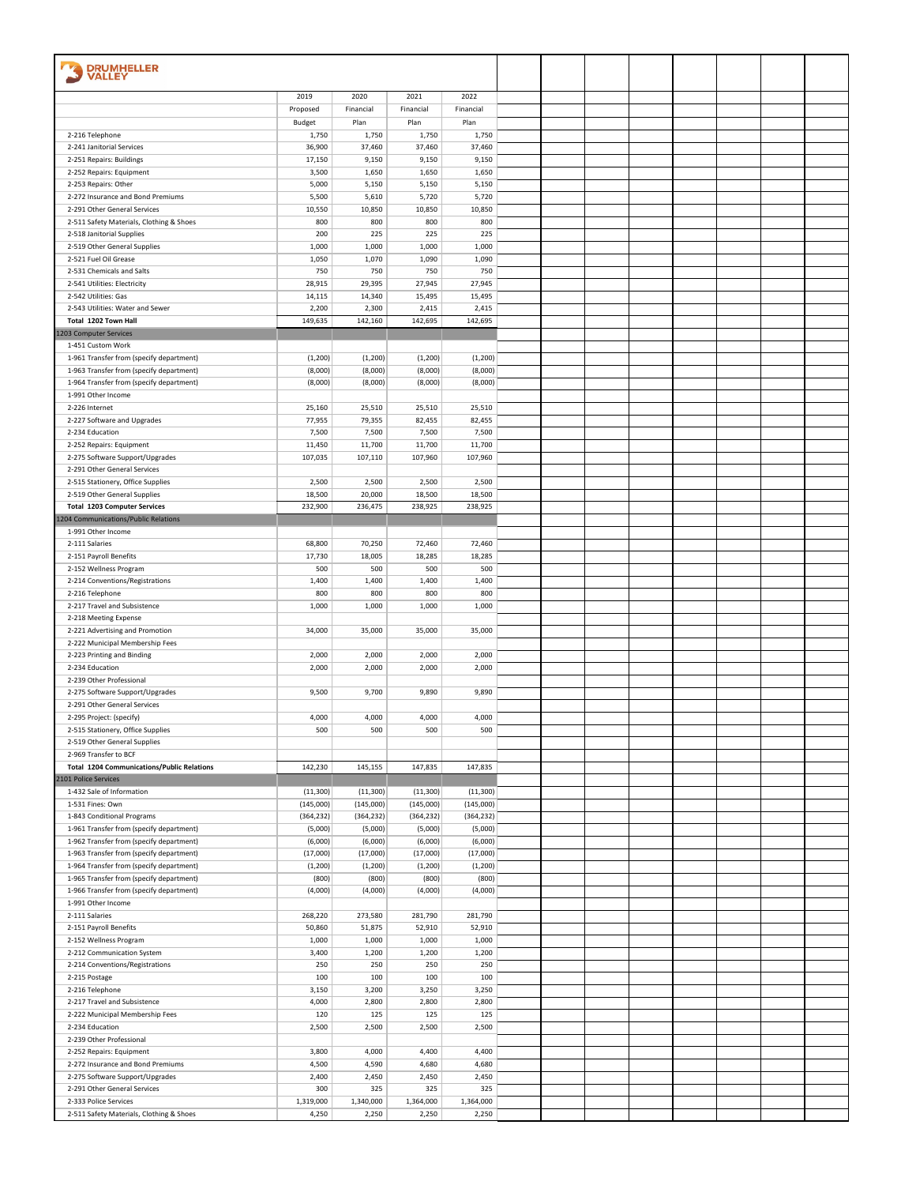**DRUMHELLER VALLEY**

| | 2019 Proposed Budget | 2020 Financial Plan | 2021 Financial Plan | 2022 Financial Plan |
|---|---|---|---|---|
| 2-216 Telephone | 1,750 | 1,750 | 1,750 | 1,750 |
| 2-241 Janitorial Services | 36,900 | 37,460 | 37,460 | 37,460 |
| 2-251 Repairs: Buildings | 17,150 | 9,150 | 9,150 | 9,150 |
| 2-252 Repairs: Equipment | 3,500 | 1,650 | 1,650 | 1,650 |
| 2-253 Repairs: Other | 5,000 | 5,150 | 5,150 | 5,150 |
| 2-272 Insurance and Bond Premiums | 5,500 | 5,610 | 5,720 | 5,720 |
| 2-291 Other General Services | 10,550 | 10,850 | 10,850 | 10,850 |
| 2-511 Safety Materials, Clothing & Shoes | 800 | 800 | 800 | 800 |
| 2-518 Janitorial Supplies | 200 | 225 | 225 | 225 |
| 2-519 Other General Supplies | 1,000 | 1,000 | 1,000 | 1,000 |
| 2-521 Fuel Oil Grease | 1,050 | 1,070 | 1,090 | 1,090 |
| 2-531 Chemicals and Salts | 750 | 750 | 750 | 750 |
| 2-541 Utilities: Electricity | 28,915 | 29,395 | 27,945 | 27,945 |
| 2-542 Utilities: Gas | 14,115 | 14,340 | 15,495 | 15,495 |
| 2-543 Utilities: Water and Sewer | 2,200 | 2,300 | 2,415 | 2,415 |
| **Total 1202 Town Hall** | 149,635 | 142,160 | 142,695 | 142,695 |
| 1203 Computer Services | | | | |
| 1-451 Custom Work | | | | |
| 1-961 Transfer from (specify department) | (1,200) | (1,200) | (1,200) | (1,200) |
| 1-963 Transfer from (specify department) | (8,000) | (8,000) | (8,000) | (8,000) |
| 1-964 Transfer from (specify department) | (8,000) | (8,000) | (8,000) | (8,000) |
| 1-991 Other Income | | | | |
| 2-226 Internet | 25,160 | 25,510 | 25,510 | 25,510 |
| 2-227 Software and Upgrades | 77,955 | 79,355 | 82,455 | 82,455 |
| 2-234 Education | 7,500 | 7,500 | 7,500 | 7,500 |
| 2-252 Repairs: Equipment | 11,450 | 11,700 | 11,700 | 11,700 |
| 2-275 Software Support/Upgrades | 107,035 | 107,110 | 107,960 | 107,960 |
| 2-291 Other General Services | | | | |
| 2-515 Stationery, Office Supplies | 2,500 | 2,500 | 2,500 | 2,500 |
| 2-519 Other General Supplies | 18,500 | 20,000 | 18,500 | 18,500 |
| **Total 1203 Computer Services** | 232,900 | 236,475 | 238,925 | 238,925 |
| 1204 Communications/Public Relations | | | | |
| 1-991 Other Income | | | | |
| 2-111 Salaries | 68,800 | 70,250 | 72,460 | 72,460 |
| 2-151 Payroll Benefits | 17,730 | 18,005 | 18,285 | 18,285 |
| 2-152 Wellness Program | 500 | 500 | 500 | 500 |
| 2-214 Conventions/Registrations | 1,400 | 1,400 | 1,400 | 1,400 |
| 2-216 Telephone | 800 | 800 | 800 | 800 |
| 2-217 Travel and Subsistence | 1,000 | 1,000 | 1,000 | 1,000 |
| 2-218 Meeting Expense | | | | |
| 2-221 Advertising and Promotion | 34,000 | 35,000 | 35,000 | 35,000 |
| 2-222 Municipal Membership Fees | | | | |
| 2-223 Printing and Binding | 2,000 | 2,000 | 2,000 | 2,000 |
| 2-234 Education | 2,000 | 2,000 | 2,000 | 2,000 |
| 2-239 Other Professional | | | | |
| 2-275 Software Support/Upgrades | 9,500 | 9,700 | 9,890 | 9,890 |
| 2-291 Other General Services | | | | |
| 2-295 Project: (specify) | 4,000 | 4,000 | 4,000 | 4,000 |
| 2-515 Stationery, Office Supplies | 500 | 500 | 500 | 500 |
| 2-519 Other General Supplies | | | | |
| 2-969 Transfer to BCF | | | | |
| **Total 1204 Communications/Public Relations** | 142,230 | 145,155 | 147,835 | 147,835 |
| 2101 Police Services | | | | |
| 1-432 Sale of Information | (11,300) | (11,300) | (11,300) | (11,300) |
| 1-531 Fines: Own | (145,000) | (145,000) | (145,000) | (145,000) |
| 1-843 Conditional Programs | (364,232) | (364,232) | (364,232) | (364,232) |
| 1-961 Transfer from (specify department) | (5,000) | (5,000) | (5,000) | (5,000) |
| 1-962 Transfer from (specify department) | (6,000) | (6,000) | (6,000) | (6,000) |
| 1-963 Transfer from (specify department) | (17,000) | (17,000) | (17,000) | (17,000) |
| 1-964 Transfer from (specify department) | (1,200) | (1,200) | (1,200) | (1,200) |
| 1-965 Transfer from (specify department) | (800) | (800) | (800) | (800) |
| 1-966 Transfer from (specify department) | (4,000) | (4,000) | (4,000) | (4,000) |
| 1-991 Other Income | | | | |
| 2-111 Salaries | 268,220 | 273,580 | 281,790 | 281,790 |
| 2-151 Payroll Benefits | 50,860 | 51,875 | 52,910 | 52,910 |
| 2-152 Wellness Program | 1,000 | 1,000 | 1,000 | 1,000 |
| 2-212 Communication System | 3,400 | 1,200 | 1,200 | 1,200 |
| 2-214 Conventions/Registrations | 250 | 250 | 250 | 250 |
| 2-215 Postage | 100 | 100 | 100 | 100 |
| 2-216 Telephone | 3,150 | 3,200 | 3,250 | 3,250 |
| 2-217 Travel and Subsistence | 4,000 | 2,800 | 2,800 | 2,800 |
| 2-222 Municipal Membership Fees | 120 | 125 | 125 | 125 |
| 2-234 Education | 2,500 | 2,500 | 2,500 | 2,500 |
| 2-239 Other Professional | | | | |
| 2-252 Repairs: Equipment | 3,800 | 4,000 | 4,400 | 4,400 |
| 2-272 Insurance and Bond Premiums | 4,500 | 4,590 | 4,680 | 4,680 |
| 2-275 Software Support/Upgrades | 2,400 | 2,450 | 2,450 | 2,450 |
| 2-291 Other General Services | 300 | 325 | 325 | 325 |
| 2-333 Police Services | 1,319,000 | 1,340,000 | 1,364,000 | 1,364,000 |
| 2-511 Safety Materials, Clothing & Shoes | 4,250 | 2,250 | 2,250 | 2,250 |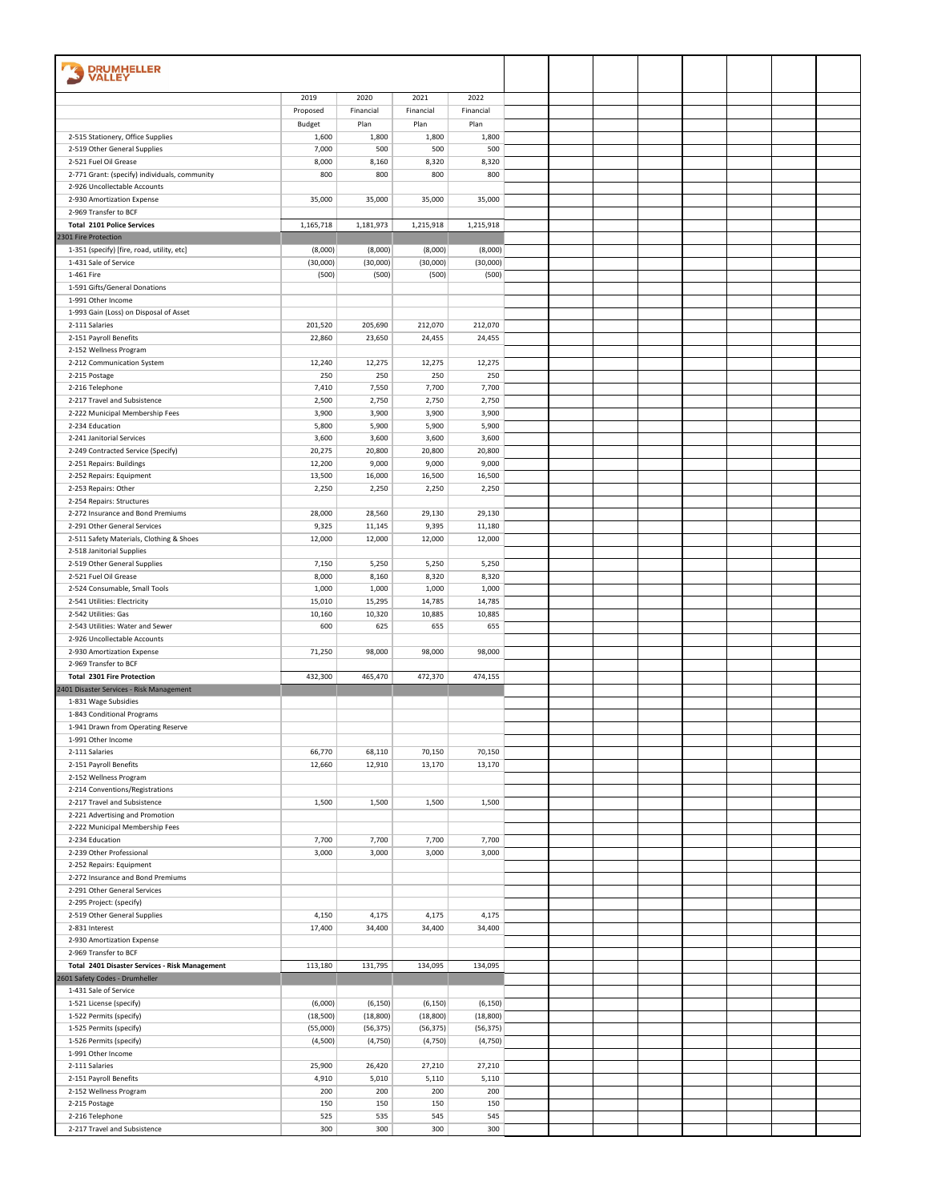**DRUMHELLER VALLEY**

| | 2019 Proposed Budget | 2020 Financial Plan | 2021 Financial Plan | 2022 Financial Plan |
|---|---|---|---|---|
| 2-515 Stationery, Office Supplies | 1,600 | 1,800 | 1,800 | 1,800 |
| 2-519 Other General Supplies | 7,000 | 500 | 500 | 500 |
| 2-521 Fuel Oil Grease | 8,000 | 8,160 | 8,320 | 8,320 |
| 2-771 Grant: (specify) individuals, community | 800 | 800 | 800 | 800 |
| 2-926 Uncollectable Accounts | | | | |
| 2-930 Amortization Expense | 35,000 | 35,000 | 35,000 | 35,000 |
| 2-969 Transfer to BCF | | | | |
| **Total 2101 Police Services** | 1,165,718 | 1,181,973 | 1,215,918 | 1,215,918 |
| 2301 Fire Protection | | | | |
| 1-351 (specify) [fire, road, utility, etc] | (8,000) | (8,000) | (8,000) | (8,000) |
| 1-431 Sale of Service | (30,000) | (30,000) | (30,000) | (30,000) |
| 1-461 Fire | (500) | (500) | (500) | (500) |
| 1-591 Gifts/General Donations | | | | |
| 1-991 Other Income | | | | |
| 1-993 Gain (Loss) on Disposal of Asset | | | | |
| 2-111 Salaries | 201,520 | 205,690 | 212,070 | 212,070 |
| 2-151 Payroll Benefits | 22,860 | 23,650 | 24,455 | 24,455 |
| 2-152 Wellness Program | | | | |
| 2-212 Communication System | 12,240 | 12,275 | 12,275 | 12,275 |
| 2-215 Postage | 250 | 250 | 250 | 250 |
| 2-216 Telephone | 7,410 | 7,550 | 7,700 | 7,700 |
| 2-217 Travel and Subsistence | 2,500 | 2,750 | 2,750 | 2,750 |
| 2-222 Municipal Membership Fees | 3,900 | 3,900 | 3,900 | 3,900 |
| 2-234 Education | 5,800 | 5,900 | 5,900 | 5,900 |
| 2-241 Janitorial Services | 3,600 | 3,600 | 3,600 | 3,600 |
| 2-249 Contracted Service (Specify) | 20,275 | 20,800 | 20,800 | 20,800 |
| 2-251 Repairs: Buildings | 12,200 | 9,000 | 9,000 | 9,000 |
| 2-252 Repairs: Equipment | 13,500 | 16,000 | 16,500 | 16,500 |
| 2-253 Repairs: Other | 2,250 | 2,250 | 2,250 | 2,250 |
| 2-254 Repairs: Structures | | | | |
| 2-272 Insurance and Bond Premiums | 28,000 | 28,560 | 29,130 | 29,130 |
| 2-291 Other General Services | 9,325 | 11,145 | 9,395 | 11,180 |
| 2-511 Safety Materials, Clothing & Shoes | 12,000 | 12,000 | 12,000 | 12,000 |
| 2-518 Janitorial Supplies | | | | |
| 2-519 Other General Supplies | 7,150 | 5,250 | 5,250 | 5,250 |
| 2-521 Fuel Oil Grease | 8,000 | 8,160 | 8,320 | 8,320 |
| 2-524 Consumable, Small Tools | 1,000 | 1,000 | 1,000 | 1,000 |
| 2-541 Utilities: Electricity | 15,010 | 15,295 | 14,785 | 14,785 |
| 2-542 Utilities: Gas | 10,160 | 10,320 | 10,885 | 10,885 |
| 2-543 Utilities: Water and Sewer | 600 | 625 | 655 | 655 |
| 2-926 Uncollectable Accounts | | | | |
| 2-930 Amortization Expense | 71,250 | 98,000 | 98,000 | 98,000 |
| 2-969 Transfer to BCF | | | | |
| **Total 2301 Fire Protection** | 432,300 | 465,470 | 472,370 | 474,155 |
| 2401 Disaster Services - Risk Management | | | | |
| 1-831 Wage Subsidies | | | | |
| 1-843 Conditional Programs | | | | |
| 1-941 Drawn from Operating Reserve | | | | |
| 1-991 Other Income | | | | |
| 2-111 Salaries | 66,770 | 68,110 | 70,150 | 70,150 |
| 2-151 Payroll Benefits | 12,660 | 12,910 | 13,170 | 13,170 |
| 2-152 Wellness Program | | | | |
| 2-214 Conventions/Registrations | | | | |
| 2-217 Travel and Subsistence | 1,500 | 1,500 | 1,500 | 1,500 |
| 2-221 Advertising and Promotion | | | | |
| 2-222 Municipal Membership Fees | | | | |
| 2-234 Education | 7,700 | 7,700 | 7,700 | 7,700 |
| 2-239 Other Professional | 3,000 | 3,000 | 3,000 | 3,000 |
| 2-252 Repairs: Equipment | | | | |
| 2-272 Insurance and Bond Premiums | | | | |
| 2-291 Other General Services | | | | |
| 2-295 Project: (specify) | | | | |
| 2-519 Other General Supplies | 4,150 | 4,175 | 4,175 | 4,175 |
| 2-831 Interest | 17,400 | 34,400 | 34,400 | 34,400 |
| 2-930 Amortization Expense | | | | |
| 2-969 Transfer to BCF | | | | |
| **Total 2401 Disaster Services - Risk Management** | 113,180 | 131,795 | 134,095 | 134,095 |
| 2601 Safety Codes - Drumheller | | | | |
| 1-431 Sale of Service | | | | |
| 1-521 License (specify) | (6,000) | (6,150) | (6,150) | (6,150) |
| 1-522 Permits (specify) | (18,500) | (18,800) | (18,800) | (18,800) |
| 1-525 Permits (specify) | (55,000) | (56,375) | (56,375) | (56,375) |
| 1-526 Permits (specify) | (4,500) | (4,750) | (4,750) | (4,750) |
| 1-991 Other Income | | | | |
| 2-111 Salaries | 25,900 | 26,420 | 27,210 | 27,210 |
| 2-151 Payroll Benefits | 4,910 | 5,010 | 5,110 | 5,110 |
| 2-152 Wellness Program | 200 | 200 | 200 | 200 |
| 2-215 Postage | 150 | 150 | 150 | 150 |
| 2-216 Telephone | 525 | 535 | 545 | 545 |
| 2-217 Travel and Subsistence | 300 | 300 | 300 | 300 |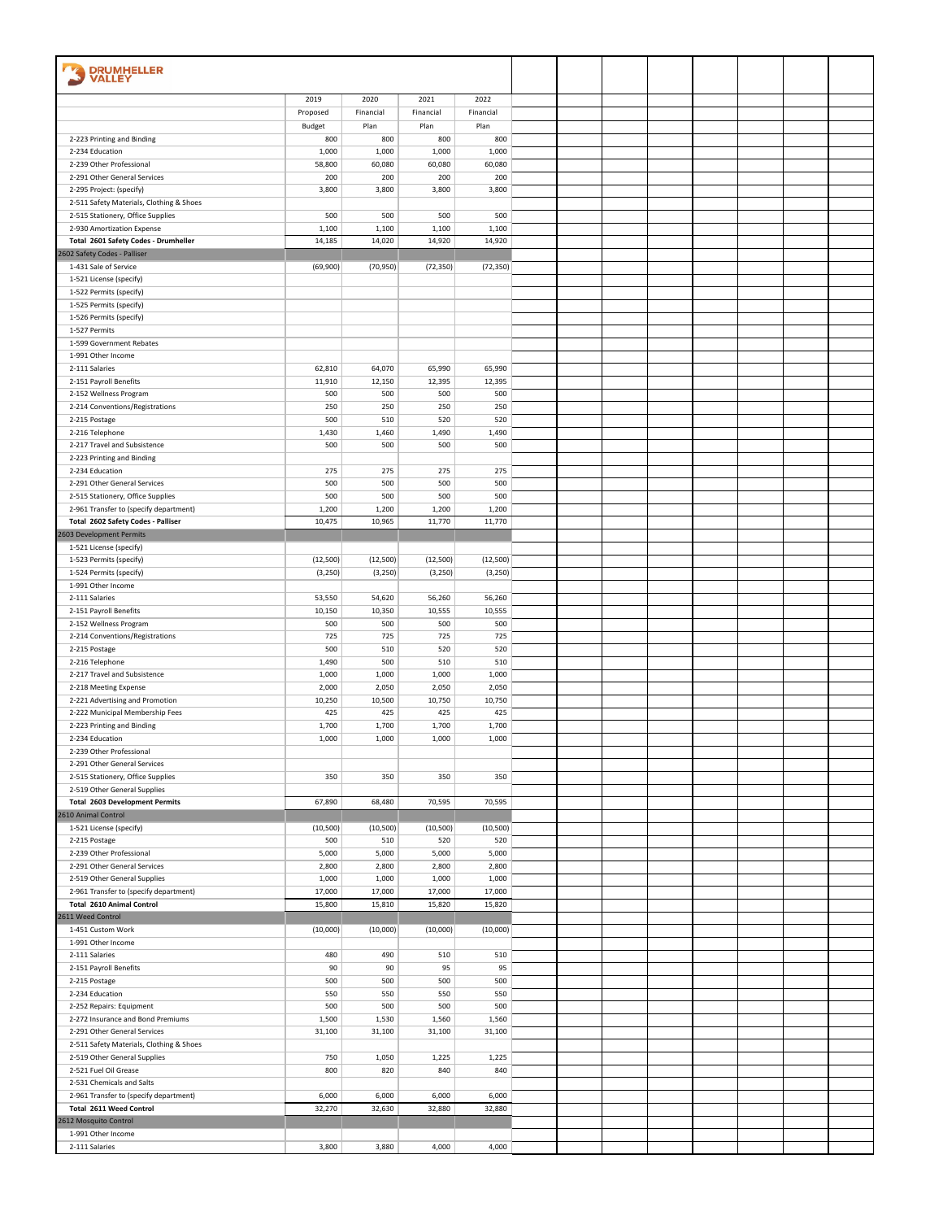**DRUMHELLER VALLEY**

| | 2019 Proposed Budget | 2020 Financial Plan | 2021 Financial Plan | 2022 Financial Plan |
|---|---|---|---|---|
| 2-223 Printing and Binding | 800 | 800 | 800 | 800 |
| 2-234 Education | 1,000 | 1,000 | 1,000 | 1,000 |
| 2-239 Other Professional | 58,800 | 60,080 | 60,080 | 60,080 |
| 2-291 Other General Services | 200 | 200 | 200 | 200 |
| 2-295 Project: (specify) | 3,800 | 3,800 | 3,800 | 3,800 |
| 2-511 Safety Materials, Clothing & Shoes | | | | |
| 2-515 Stationery, Office Supplies | 500 | 500 | 500 | 500 |
| 2-930 Amortization Expense | 1,100 | 1,100 | 1,100 | 1,100 |
| **Total 2601 Safety Codes - Drumheller** | **14,185** | **14,020** | **14,920** | **14,920** |
| 2602 Safety Codes - Palliser | | | | |
| 1-431 Sale of Service | (69,900) | (70,950) | (72,350) | (72,350) |
| 1-521 License (specify) | | | | |
| 1-522 Permits (specify) | | | | |
| 1-525 Permits (specify) | | | | |
| 1-526 Permits (specify) | | | | |
| 1-527 Permits | | | | |
| 1-599 Government Rebates | | | | |
| 1-991 Other Income | | | | |
| 2-111 Salaries | 62,810 | 64,070 | 65,990 | 65,990 |
| 2-151 Payroll Benefits | 11,910 | 12,150 | 12,395 | 12,395 |
| 2-152 Wellness Program | 500 | 500 | 500 | 500 |
| 2-214 Conventions/Registrations | 250 | 250 | 250 | 250 |
| 2-215 Postage | 500 | 510 | 520 | 520 |
| 2-216 Telephone | 1,430 | 1,460 | 1,490 | 1,490 |
| 2-217 Travel and Subsistence | 500 | 500 | 500 | 500 |
| 2-223 Printing and Binding | | | | |
| 2-234 Education | 275 | 275 | 275 | 275 |
| 2-291 Other General Services | 500 | 500 | 500 | 500 |
| 2-515 Stationery, Office Supplies | 500 | 500 | 500 | 500 |
| 2-961 Transfer to (specify department) | 1,200 | 1,200 | 1,200 | 1,200 |
| **Total 2602 Safety Codes - Palliser** | **10,475** | **10,965** | **11,770** | **11,770** |
| 2603 Development Permits | | | | |
| 1-521 License (specify) | | | | |
| 1-523 Permits (specify) | (12,500) | (12,500) | (12,500) | (12,500) |
| 1-524 Permits (specify) | (3,250) | (3,250) | (3,250) | (3,250) |
| 1-991 Other Income | | | | |
| 2-111 Salaries | 53,550 | 54,620 | 56,260 | 56,260 |
| 2-151 Payroll Benefits | 10,150 | 10,350 | 10,555 | 10,555 |
| 2-152 Wellness Program | 500 | 500 | 500 | 500 |
| 2-214 Conventions/Registrations | 725 | 725 | 725 | 725 |
| 2-215 Postage | 500 | 510 | 520 | 520 |
| 2-216 Telephone | 1,490 | 500 | 510 | 510 |
| 2-217 Travel and Subsistence | 1,000 | 1,000 | 1,000 | 1,000 |
| 2-218 Meeting Expense | 2,000 | 2,050 | 2,050 | 2,050 |
| 2-221 Advertising and Promotion | 10,250 | 10,500 | 10,750 | 10,750 |
| 2-222 Municipal Membership Fees | 425 | 425 | 425 | 425 |
| 2-223 Printing and Binding | 1,700 | 1,700 | 1,700 | 1,700 |
| 2-234 Education | 1,000 | 1,000 | 1,000 | 1,000 |
| 2-239 Other Professional | | | | |
| 2-291 Other General Services | | | | |
| 2-515 Stationery, Office Supplies | 350 | 350 | 350 | 350 |
| 2-519 Other General Supplies | | | | |
| **Total 2603 Development Permits** | **67,890** | **68,480** | **70,595** | **70,595** |
| 2610 Animal Control | | | | |
| 1-521 License (specify) | (10,500) | (10,500) | (10,500) | (10,500) |
| 2-215 Postage | 500 | 510 | 520 | 520 |
| 2-239 Other Professional | 5,000 | 5,000 | 5,000 | 5,000 |
| 2-291 Other General Services | 2,800 | 2,800 | 2,800 | 2,800 |
| 2-519 Other General Supplies | 1,000 | 1,000 | 1,000 | 1,000 |
| 2-961 Transfer to (specify department) | 17,000 | 17,000 | 17,000 | 17,000 |
| **Total 2610 Animal Control** | **15,800** | **15,810** | **15,820** | **15,820** |
| 2611 Weed Control | | | | |
| 1-451 Custom Work | (10,000) | (10,000) | (10,000) | (10,000) |
| 1-991 Other Income | | | | |
| 2-111 Salaries | 480 | 490 | 510 | 510 |
| 2-151 Payroll Benefits | 90 | 90 | 95 | 95 |
| 2-215 Postage | 500 | 500 | 500 | 500 |
| 2-234 Education | 550 | 550 | 550 | 550 |
| 2-252 Repairs: Equipment | 500 | 500 | 500 | 500 |
| 2-272 Insurance and Bond Premiums | 1,500 | 1,530 | 1,560 | 1,560 |
| 2-291 Other General Services | 31,100 | 31,100 | 31,100 | 31,100 |
| 2-511 Safety Materials, Clothing & Shoes | | | | |
| 2-519 Other General Supplies | 750 | 1,050 | 1,225 | 1,225 |
| 2-521 Fuel Oil Grease | 800 | 820 | 840 | 840 |
| 2-531 Chemicals and Salts | | | | |
| 2-961 Transfer to (specify department) | 6,000 | 6,000 | 6,000 | 6,000 |
| **Total 2611 Weed Control** | **32,270** | **32,630** | **32,880** | **32,880** |
| 2612 Mosquito Control | | | | |
| 1-991 Other Income | | | | |
| 2-111 Salaries | 3,800 | 3,880 | 4,000 | 4,000 |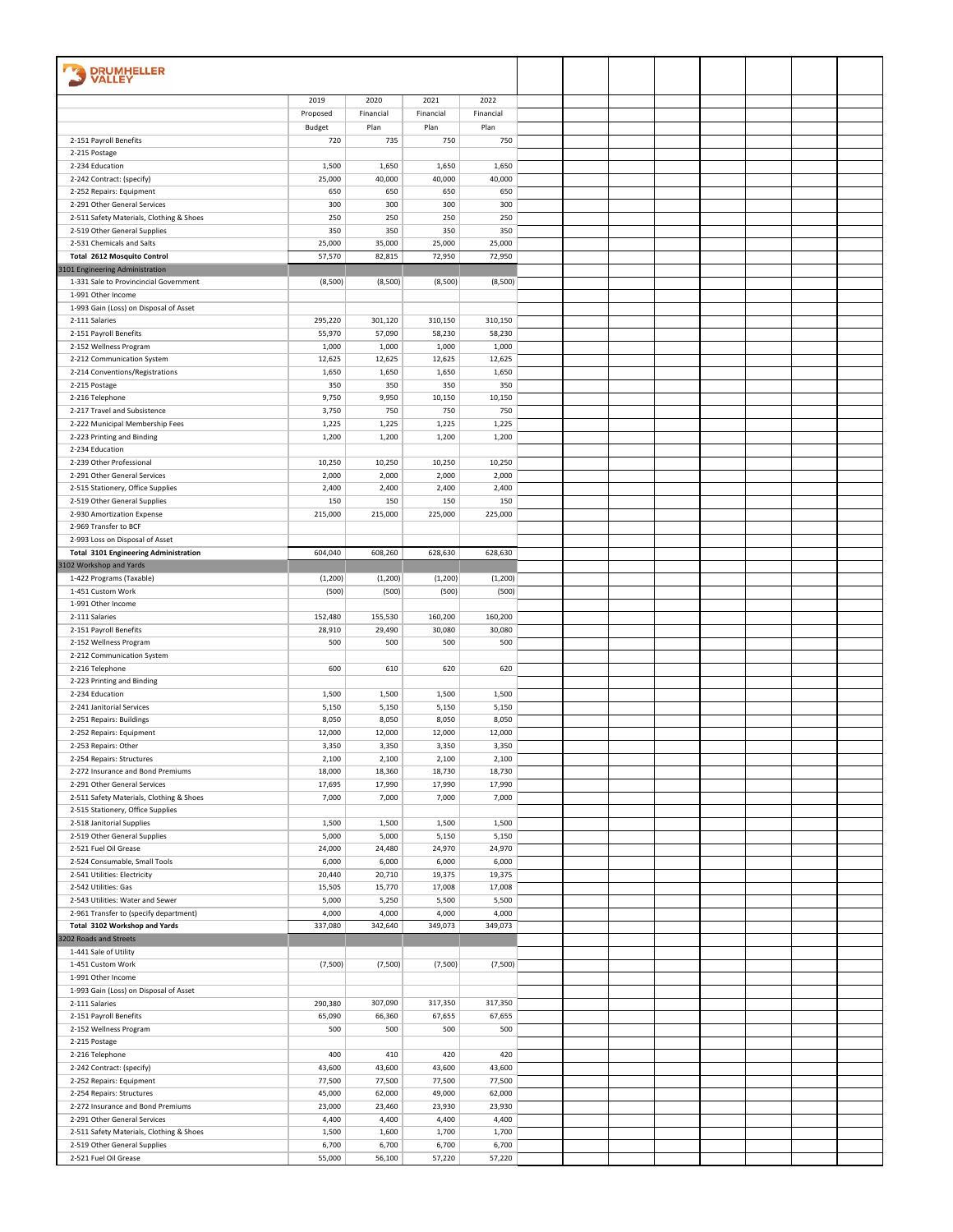**DRUMHELLER VALLEY**

| | 2019 Proposed Budget | 2020 Financial Plan | 2021 Financial Plan | 2022 Financial Plan |
|---|---|---|---|---|
| 2-151 Payroll Benefits | 720 | 735 | 750 | 750 |
| 2-215 Postage | | | | |
| 2-234 Education | 1,500 | 1,650 | 1,650 | 1,650 |
| 2-242 Contract: (specify) | 25,000 | 40,000 | 40,000 | 40,000 |
| 2-252 Repairs: Equipment | 650 | 650 | 650 | 650 |
| 2-291 Other General Services | 300 | 300 | 300 | 300 |
| 2-511 Safety Materials, Clothing & Shoes | 250 | 250 | 250 | 250 |
| 2-519 Other General Supplies | 350 | 350 | 350 | 350 |
| 2-531 Chemicals and Salts | 25,000 | 35,000 | 25,000 | 25,000 |
| **Total 2612 Mosquito Control** | 57,570 | 82,815 | 72,950 | 72,950 |
| 3101 Engineering Administration | | | | |
| 1-331 Sale to Provincincial Government | (8,500) | (8,500) | (8,500) | (8,500) |
| 1-991 Other Income | | | | |
| 1-993 Gain (Loss) on Disposal of Asset | | | | |
| 2-111 Salaries | 295,220 | 301,120 | 310,150 | 310,150 |
| 2-151 Payroll Benefits | 55,970 | 57,090 | 58,230 | 58,230 |
| 2-152 Wellness Program | 1,000 | 1,000 | 1,000 | 1,000 |
| 2-212 Communication System | 12,625 | 12,625 | 12,625 | 12,625 |
| 2-214 Conventions/Registrations | 1,650 | 1,650 | 1,650 | 1,650 |
| 2-215 Postage | 350 | 350 | 350 | 350 |
| 2-216 Telephone | 9,750 | 9,950 | 10,150 | 10,150 |
| 2-217 Travel and Subsistence | 3,750 | 750 | 750 | 750 |
| 2-222 Municipal Membership Fees | 1,225 | 1,225 | 1,225 | 1,225 |
| 2-223 Printing and Binding | 1,200 | 1,200 | 1,200 | 1,200 |
| 2-234 Education | | | | |
| 2-239 Other Professional | 10,250 | 10,250 | 10,250 | 10,250 |
| 2-291 Other General Services | 2,000 | 2,000 | 2,000 | 2,000 |
| 2-515 Stationery, Office Supplies | 2,400 | 2,400 | 2,400 | 2,400 |
| 2-519 Other General Supplies | 150 | 150 | 150 | 150 |
| 2-930 Amortization Expense | 215,000 | 215,000 | 225,000 | 225,000 |
| 2-969 Transfer to BCF | | | | |
| 2-993 Loss on Disposal of Asset | | | | |
| **Total 3101 Engineering Administration** | 604,040 | 608,260 | 628,630 | 628,630 |
| 3102 Workshop and Yards | | | | |
| 1-422 Programs (Taxable) | (1,200) | (1,200) | (1,200) | (1,200) |
| 1-451 Custom Work | (500) | (500) | (500) | (500) |
| 1-991 Other Income | | | | |
| 2-111 Salaries | 152,480 | 155,530 | 160,200 | 160,200 |
| 2-151 Payroll Benefits | 28,910 | 29,490 | 30,080 | 30,080 |
| 2-152 Wellness Program | 500 | 500 | 500 | 500 |
| 2-212 Communication System | | | | |
| 2-216 Telephone | 600 | 610 | 620 | 620 |
| 2-223 Printing and Binding | | | | |
| 2-234 Education | 1,500 | 1,500 | 1,500 | 1,500 |
| 2-241 Janitorial Services | 5,150 | 5,150 | 5,150 | 5,150 |
| 2-251 Repairs: Buildings | 8,050 | 8,050 | 8,050 | 8,050 |
| 2-252 Repairs: Equipment | 12,000 | 12,000 | 12,000 | 12,000 |
| 2-253 Repairs: Other | 3,350 | 3,350 | 3,350 | 3,350 |
| 2-254 Repairs: Structures | 2,100 | 2,100 | 2,100 | 2,100 |
| 2-272 Insurance and Bond Premiums | 18,000 | 18,360 | 18,730 | 18,730 |
| 2-291 Other General Services | 17,695 | 17,990 | 17,990 | 17,990 |
| 2-511 Safety Materials, Clothing & Shoes | 7,000 | 7,000 | 7,000 | 7,000 |
| 2-515 Stationery, Office Supplies | | | | |
| 2-518 Janitorial Supplies | 1,500 | 1,500 | 1,500 | 1,500 |
| 2-519 Other General Supplies | 5,000 | 5,000 | 5,150 | 5,150 |
| 2-521 Fuel Oil Grease | 24,000 | 24,480 | 24,970 | 24,970 |
| 2-524 Consumable, Small Tools | 6,000 | 6,000 | 6,000 | 6,000 |
| 2-541 Utilities: Electricity | 20,440 | 20,710 | 19,375 | 19,375 |
| 2-542 Utilities: Gas | 15,505 | 15,770 | 17,008 | 17,008 |
| 2-543 Utilities: Water and Sewer | 5,000 | 5,250 | 5,500 | 5,500 |
| 2-961 Transfer to (specify department) | 4,000 | 4,000 | 4,000 | 4,000 |
| **Total 3102 Workshop and Yards** | 337,080 | 342,640 | 349,073 | 349,073 |
| 3202 Roads and Streets | | | | |
| 1-441 Sale of Utility | | | | |
| 1-451 Custom Work | (7,500) | (7,500) | (7,500) | (7,500) |
| 1-991 Other Income | | | | |
| 1-993 Gain (Loss) on Disposal of Asset | | | | |
| 2-111 Salaries | 290,380 | 307,090 | 317,350 | 317,350 |
| 2-151 Payroll Benefits | 65,090 | 66,360 | 67,655 | 67,655 |
| 2-152 Wellness Program | 500 | 500 | 500 | 500 |
| 2-215 Postage | | | | |
| 2-216 Telephone | 400 | 410 | 420 | 420 |
| 2-242 Contract: (specify) | 43,600 | 43,600 | 43,600 | 43,600 |
| 2-252 Repairs: Equipment | 77,500 | 77,500 | 77,500 | 77,500 |
| 2-254 Repairs: Structures | 45,000 | 62,000 | 49,000 | 62,000 |
| 2-272 Insurance and Bond Premiums | 23,000 | 23,460 | 23,930 | 23,930 |
| 2-291 Other General Services | 4,400 | 4,400 | 4,400 | 4,400 |
| 2-511 Safety Materials, Clothing & Shoes | 1,500 | 1,600 | 1,700 | 1,700 |
| 2-519 Other General Supplies | 6,700 | 6,700 | 6,700 | 6,700 |
| 2-521 Fuel Oil Grease | 55,000 | 56,100 | 57,220 | 57,220 |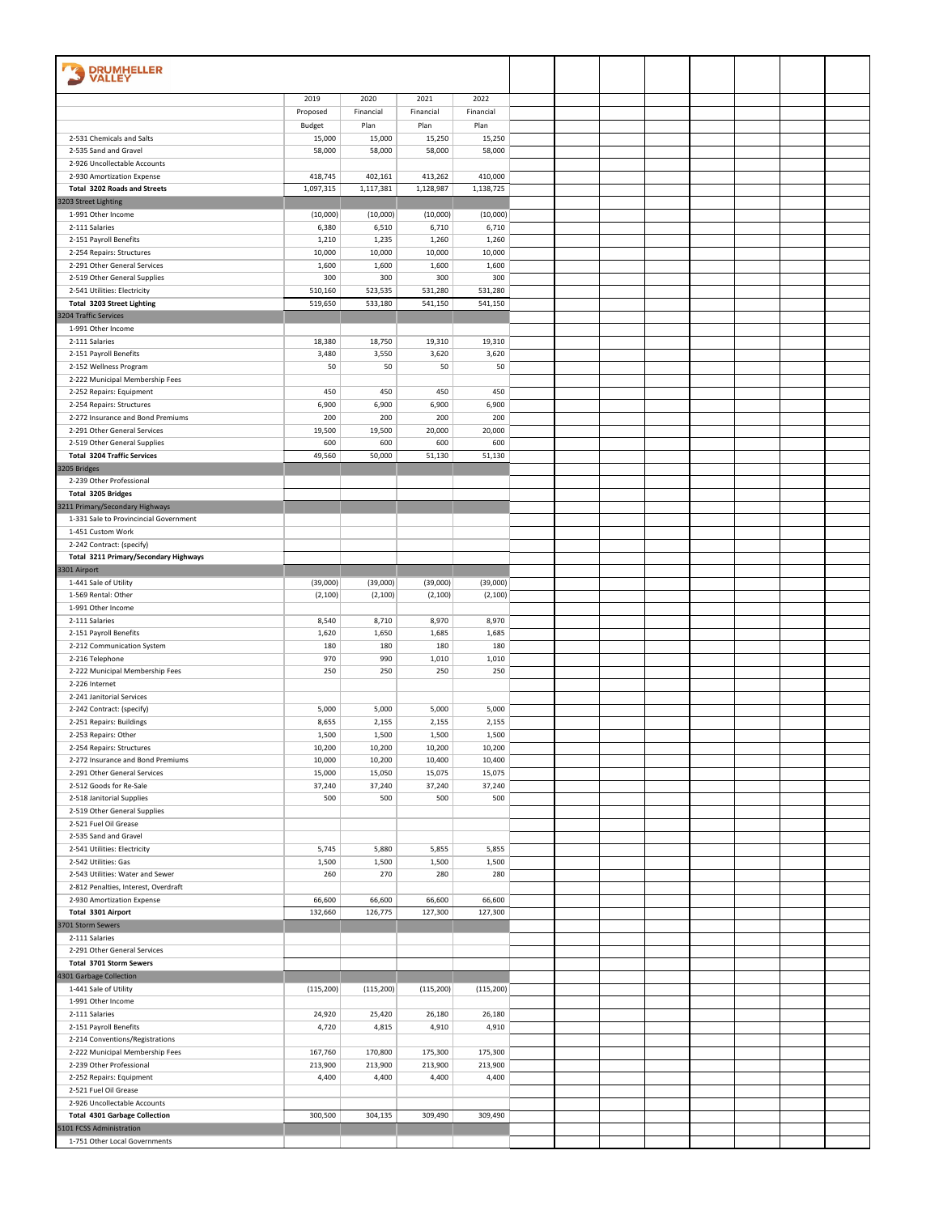**DRUMHELLER VALLEY**

| | 2019 Proposed Budget | 2020 Financial Plan | 2021 Financial Plan | 2022 Financial Plan |
|---|---|---|---|---|
| 2-531 Chemicals and Salts | 15,000 | 15,000 | 15,250 | 15,250 |
| 2-535 Sand and Gravel | 58,000 | 58,000 | 58,000 | 58,000 |
| 2-926 Uncollectable Accounts | | | | |
| 2-930 Amortization Expense | 418,745 | 402,161 | 413,262 | 410,000 |
| **Total 3202 Roads and Streets** | 1,097,315 | 1,117,381 | 1,128,987 | 1,138,725 |
| 3203 Street Lighting | | | | |
| 1-991 Other Income | (10,000) | (10,000) | (10,000) | (10,000) |
| 2-111 Salaries | 6,380 | 6,510 | 6,710 | 6,710 |
| 2-151 Payroll Benefits | 1,210 | 1,235 | 1,260 | 1,260 |
| 2-254 Repairs: Structures | 10,000 | 10,000 | 10,000 | 10,000 |
| 2-291 Other General Services | 1,600 | 1,600 | 1,600 | 1,600 |
| 2-519 Other General Supplies | 300 | 300 | 300 | 300 |
| 2-541 Utilities: Electricity | 510,160 | 523,535 | 531,280 | 531,280 |
| **Total 3203 Street Lighting** | 519,650 | 533,180 | 541,150 | 541,150 |
| 3204 Traffic Services | | | | |
| 1-991 Other Income | | | | |
| 2-111 Salaries | 18,380 | 18,750 | 19,310 | 19,310 |
| 2-151 Payroll Benefits | 3,480 | 3,550 | 3,620 | 3,620 |
| 2-152 Wellness Program | 50 | 50 | 50 | 50 |
| 2-222 Municipal Membership Fees | | | | |
| 2-252 Repairs: Equipment | 450 | 450 | 450 | 450 |
| 2-254 Repairs: Structures | 6,900 | 6,900 | 6,900 | 6,900 |
| 2-272 Insurance and Bond Premiums | 200 | 200 | 200 | 200 |
| 2-291 Other General Services | 19,500 | 19,500 | 20,000 | 20,000 |
| 2-519 Other General Supplies | 600 | 600 | 600 | 600 |
| **Total 3204 Traffic Services** | 49,560 | 50,000 | 51,130 | 51,130 |
| 3205 Bridges | | | | |
| 2-239 Other Professional | | | | |
| **Total 3205 Bridges** | | | | |
| 3211 Primary/Secondary Highways | | | | |
| 1-331 Sale to Provincincial Government | | | | |
| 1-451 Custom Work | | | | |
| 2-242 Contract: (specify) | | | | |
| **Total 3211 Primary/Secondary Highways** | | | | |
| 3301 Airport | | | | |
| 1-441 Sale of Utility | (39,000) | (39,000) | (39,000) | (39,000) |
| 1-569 Rental: Other | (2,100) | (2,100) | (2,100) | (2,100) |
| 1-991 Other Income | | | | |
| 2-111 Salaries | 8,540 | 8,710 | 8,970 | 8,970 |
| 2-151 Payroll Benefits | 1,620 | 1,650 | 1,685 | 1,685 |
| 2-212 Communication System | 180 | 180 | 180 | 180 |
| 2-216 Telephone | 970 | 990 | 1,010 | 1,010 |
| 2-222 Municipal Membership Fees | 250 | 250 | 250 | 250 |
| 2-226 Internet | | | | |
| 2-241 Janitorial Services | | | | |
| 2-242 Contract: (specify) | 5,000 | 5,000 | 5,000 | 5,000 |
| 2-251 Repairs: Buildings | 8,655 | 2,155 | 2,155 | 2,155 |
| 2-253 Repairs: Other | 1,500 | 1,500 | 1,500 | 1,500 |
| 2-254 Repairs: Structures | 10,200 | 10,200 | 10,200 | 10,200 |
| 2-272 Insurance and Bond Premiums | 10,000 | 10,200 | 10,400 | 10,400 |
| 2-291 Other General Services | 15,000 | 15,050 | 15,075 | 15,075 |
| 2-512 Goods for Re-Sale | 37,240 | 37,240 | 37,240 | 37,240 |
| 2-518 Janitorial Supplies | 500 | 500 | 500 | 500 |
| 2-519 Other General Supplies | | | | |
| 2-521 Fuel Oil Grease | | | | |
| 2-535 Sand and Gravel | | | | |
| 2-541 Utilities: Electricity | 5,745 | 5,880 | 5,855 | 5,855 |
| 2-542 Utilities: Gas | 1,500 | 1,500 | 1,500 | 1,500 |
| 2-543 Utilities: Water and Sewer | 260 | 270 | 280 | 280 |
| 2-812 Penalties, Interest, Overdraft | | | | |
| 2-930 Amortization Expense | 66,600 | 66,600 | 66,600 | 66,600 |
| **Total 3301 Airport** | 132,660 | 126,775 | 127,300 | 127,300 |
| 3701 Storm Sewers | | | | |
| 2-111 Salaries | | | | |
| 2-291 Other General Services | | | | |
| **Total 3701 Storm Sewers** | | | | |
| 4301 Garbage Collection | | | | |
| 1-441 Sale of Utility | (115,200) | (115,200) | (115,200) | (115,200) |
| 1-991 Other Income | | | | |
| 2-111 Salaries | 24,920 | 25,420 | 26,180 | 26,180 |
| 2-151 Payroll Benefits | 4,720 | 4,815 | 4,910 | 4,910 |
| 2-214 Conventions/Registrations | | | | |
| 2-222 Municipal Membership Fees | 167,760 | 170,800 | 175,300 | 175,300 |
| 2-239 Other Professional | 213,900 | 213,900 | 213,900 | 213,900 |
| 2-252 Repairs: Equipment | 4,400 | 4,400 | 4,400 | 4,400 |
| 2-521 Fuel Oil Grease | | | | |
| 2-926 Uncollectable Accounts | | | | |
| **Total 4301 Garbage Collection** | 300,500 | 304,135 | 309,490 | 309,490 |
| 5101 FCSS Administration | | | | |
| 1-751 Other Local Governments | | | | |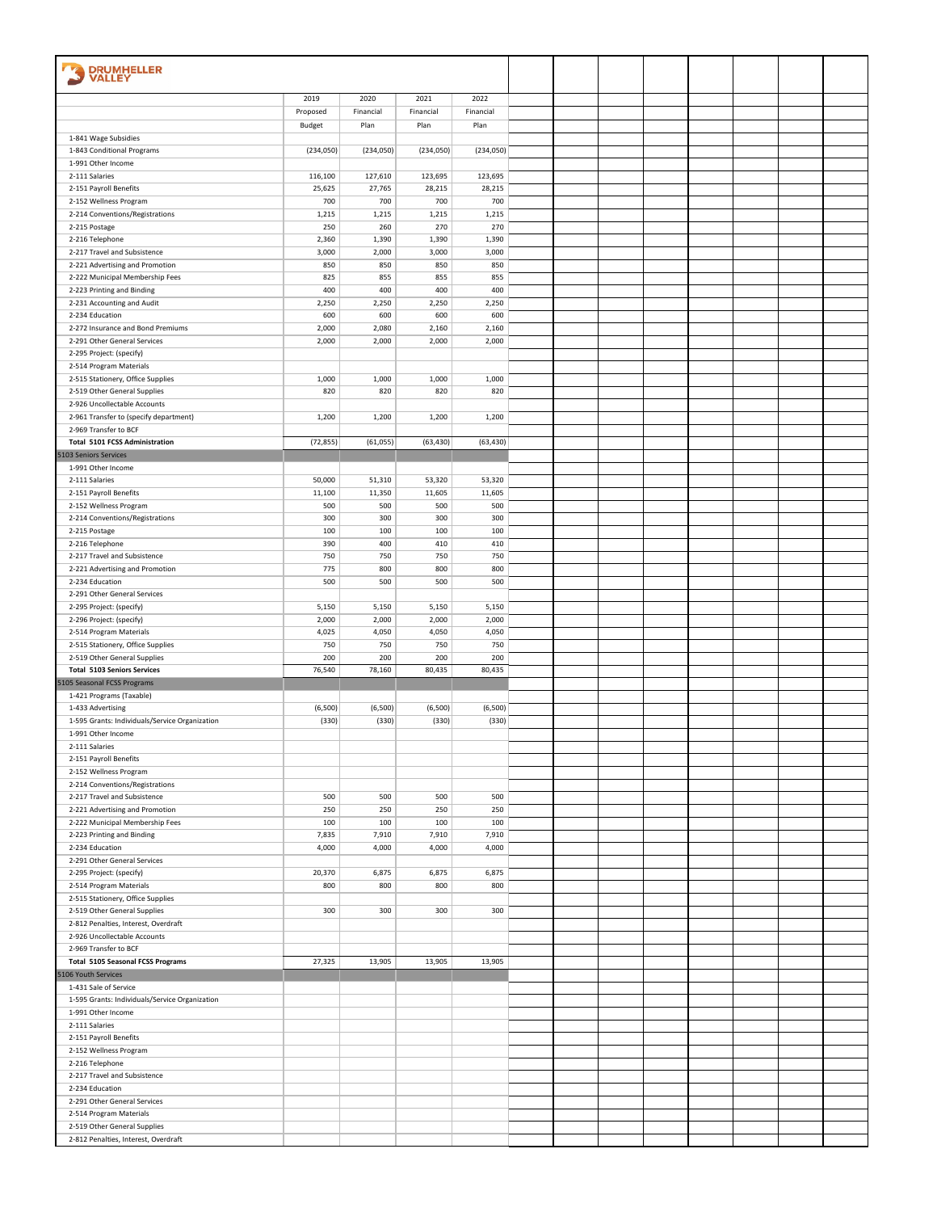**DRUMHELLER VALLEY**

| | 2019 Proposed Budget | 2020 Financial Plan | 2021 Financial Plan | 2022 Financial Plan |
|---|---|---|---|---|
| 1-841 Wage Subsidies | | | | |
| 1-843 Conditional Programs | (234,050) | (234,050) | (234,050) | (234,050) |
| 1-991 Other Income | | | | |
| 2-111 Salaries | 116,100 | 127,610 | 123,695 | 123,695 |
| 2-151 Payroll Benefits | 25,625 | 27,765 | 28,215 | 28,215 |
| 2-152 Wellness Program | 700 | 700 | 700 | 700 |
| 2-214 Conventions/Registrations | 1,215 | 1,215 | 1,215 | 1,215 |
| 2-215 Postage | 250 | 260 | 270 | 270 |
| 2-216 Telephone | 2,360 | 1,390 | 1,390 | 1,390 |
| 2-217 Travel and Subsistence | 3,000 | 2,000 | 3,000 | 3,000 |
| 2-221 Advertising and Promotion | 850 | 850 | 850 | 850 |
| 2-222 Municipal Membership Fees | 825 | 855 | 855 | 855 |
| 2-223 Printing and Binding | 400 | 400 | 400 | 400 |
| 2-231 Accounting and Audit | 2,250 | 2,250 | 2,250 | 2,250 |
| 2-234 Education | 600 | 600 | 600 | 600 |
| 2-272 Insurance and Bond Premiums | 2,000 | 2,080 | 2,160 | 2,160 |
| 2-291 Other General Services | 2,000 | 2,000 | 2,000 | 2,000 |
| 2-295 Project: (specify) | | | | |
| 2-514 Program Materials | | | | |
| 2-515 Stationery, Office Supplies | 1,000 | 1,000 | 1,000 | 1,000 |
| 2-519 Other General Supplies | 820 | 820 | 820 | 820 |
| 2-926 Uncollectable Accounts | | | | |
| 2-961 Transfer to (specify department) | 1,200 | 1,200 | 1,200 | 1,200 |
| 2-969 Transfer to BCF | | | | |
| **Total 5101 FCSS Administration** | (72,855) | (61,055) | (63,430) | (63,430) |
| 5103 Seniors Services | | | | |
| 1-991 Other Income | | | | |
| 2-111 Salaries | 50,000 | 51,310 | 53,320 | 53,320 |
| 2-151 Payroll Benefits | 11,100 | 11,350 | 11,605 | 11,605 |
| 2-152 Wellness Program | 500 | 500 | 500 | 500 |
| 2-214 Conventions/Registrations | 300 | 300 | 300 | 300 |
| 2-215 Postage | 100 | 100 | 100 | 100 |
| 2-216 Telephone | 390 | 400 | 410 | 410 |
| 2-217 Travel and Subsistence | 750 | 750 | 750 | 750 |
| 2-221 Advertising and Promotion | 775 | 800 | 800 | 800 |
| 2-234 Education | 500 | 500 | 500 | 500 |
| 2-291 Other General Services | | | | |
| 2-295 Project: (specify) | 5,150 | 5,150 | 5,150 | 5,150 |
| 2-296 Project: (specify) | 2,000 | 2,000 | 2,000 | 2,000 |
| 2-514 Program Materials | 4,025 | 4,050 | 4,050 | 4,050 |
| 2-515 Stationery, Office Supplies | 750 | 750 | 750 | 750 |
| 2-519 Other General Supplies | 200 | 200 | 200 | 200 |
| **Total 5103 Seniors Services** | 76,540 | 78,160 | 80,435 | 80,435 |
| 5105 Seasonal FCSS Programs | | | | |
| 1-421 Programs (Taxable) | | | | |
| 1-433 Advertising | (6,500) | (6,500) | (6,500) | (6,500) |
| 1-595 Grants: Individuals/Service Organization | (330) | (330) | (330) | (330) |
| 1-991 Other Income | | | | |
| 2-111 Salaries | | | | |
| 2-151 Payroll Benefits | | | | |
| 2-152 Wellness Program | | | | |
| 2-214 Conventions/Registrations | | | | |
| 2-217 Travel and Subsistence | 500 | 500 | 500 | 500 |
| 2-221 Advertising and Promotion | 250 | 250 | 250 | 250 |
| 2-222 Municipal Membership Fees | 100 | 100 | 100 | 100 |
| 2-223 Printing and Binding | 7,835 | 7,910 | 7,910 | 7,910 |
| 2-234 Education | 4,000 | 4,000 | 4,000 | 4,000 |
| 2-291 Other General Services | | | | |
| 2-295 Project: (specify) | 20,370 | 6,875 | 6,875 | 6,875 |
| 2-514 Program Materials | 800 | 800 | 800 | 800 |
| 2-515 Stationery, Office Supplies | | | | |
| 2-519 Other General Supplies | 300 | 300 | 300 | 300 |
| 2-812 Penalties, Interest, Overdraft | | | | |
| 2-926 Uncollectable Accounts | | | | |
| 2-969 Transfer to BCF | | | | |
| **Total 5105 Seasonal FCSS Programs** | 27,325 | 13,905 | 13,905 | 13,905 |
| 5106 Youth Services | | | | |
| 1-431 Sale of Service | | | | |
| 1-595 Grants: Individuals/Service Organization | | | | |
| 1-991 Other Income | | | | |
| 2-111 Salaries | | | | |
| 2-151 Payroll Benefits | | | | |
| 2-152 Wellness Program | | | | |
| 2-216 Telephone | | | | |
| 2-217 Travel and Subsistence | | | | |
| 2-234 Education | | | | |
| 2-291 Other General Services | | | | |
| 2-514 Program Materials | | | | |
| 2-519 Other General Supplies | | | | |
| 2-812 Penalties, Interest, Overdraft | | | | |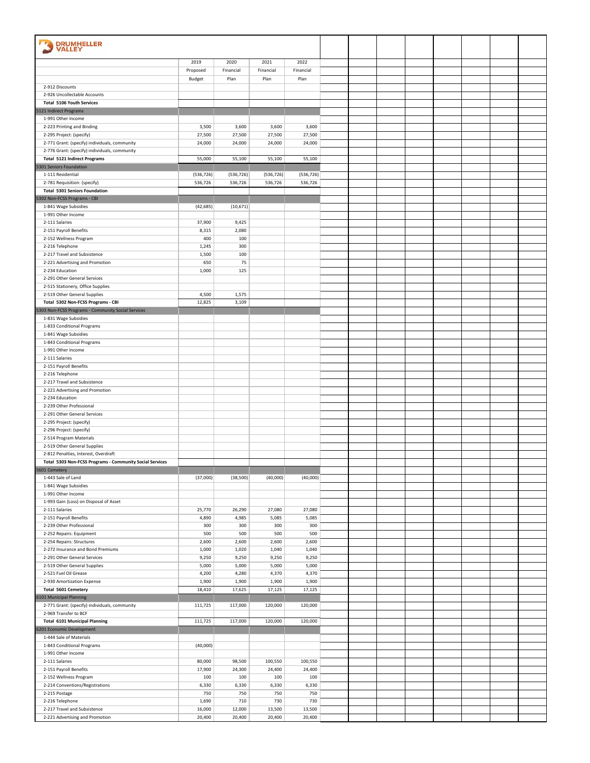DRUMHELLER VALLEY

| | 2019 Proposed Budget | 2020 Financial Plan | 2021 Financial Plan | 2022 Financial Plan |
|---|---|---|---|---|
| 2-912 Discounts | | | | |
| 2-926 Uncollectable Accounts | | | | |
| **Total 5106 Youth Services** | | | | |
| 5121 Indirect Programs | | | | |
| 1-991 Other Income | | | | |
| 2-223 Printing and Binding | 3,500 | 3,600 | 3,600 | 3,600 |
| 2-295 Project: (specify) | 27,500 | 27,500 | 27,500 | 27,500 |
| 2-771 Grant: (specify) individuals, community | 24,000 | 24,000 | 24,000 | 24,000 |
| 2-776 Grant: (specify) individuals, community | | | | |
| **Total 5121 Indirect Programs** | 55,000 | 55,100 | 55,100 | 55,100 |
| 5301 Seniors Foundation | | | | |
| 1-111 Residential | (536,726) | (536,726) | (536,726) | (536,726) |
| 2-781 Requisition: (specify) | 536,726 | 536,726 | 536,726 | 536,726 |
| **Total 5301 Seniors Foundation** | | | | |
| 5302 Non-FCSS Programs - CBI | | | | |
| 1-841 Wage Subsidies | (42,685) | (10,671) | | |
| 1-991 Other Income | | | | |
| 2-111 Salaries | 37,900 | 9,425 | | |
| 2-151 Payroll Benefits | 8,315 | 2,080 | | |
| 2-152 Wellness Program | 400 | 100 | | |
| 2-216 Telephone | 1,245 | 300 | | |
| 2-217 Travel and Subsistence | 1,500 | 100 | | |
| 2-221 Advertising and Promotion | 650 | 75 | | |
| 2-234 Education | 1,000 | 125 | | |
| 2-291 Other General Services | | | | |
| 2-515 Stationery, Office Supplies | | | | |
| 2-519 Other General Supplies | 4,500 | 1,575 | | |
| **Total 5302 Non-FCSS Programs - CBI** | 12,825 | 3,109 | | |
| 5303 Non-FCSS Programs - Community Social Services | | | | |
| 1-831 Wage Subsidies | | | | |
| 1-833 Conditional Programs | | | | |
| 1-841 Wage Subsidies | | | | |
| 1-843 Conditional Programs | | | | |
| 1-991 Other Income | | | | |
| 2-111 Salaries | | | | |
| 2-151 Payroll Benefits | | | | |
| 2-216 Telephone | | | | |
| 2-217 Travel and Subsistence | | | | |
| 2-221 Advertising and Promotion | | | | |
| 2-234 Education | | | | |
| 2-239 Other Professional | | | | |
| 2-291 Other General Services | | | | |
| 2-295 Project: (specify) | | | | |
| 2-296 Project: (specify) | | | | |
| 2-514 Program Materials | | | | |
| 2-519 Other General Supplies | | | | |
| 2-812 Penalties, Interest, Overdraft | | | | |
| **Total 5303 Non-FCSS Programs - Community Social Services** | | | | |
| 5601 Cemetery | | | | |
| 1-443 Sale of Land | (37,000) | (38,500) | (40,000) | (40,000) |
| 1-841 Wage Subsidies | | | | |
| 1-991 Other Income | | | | |
| 1-993 Gain (Loss) on Disposal of Asset | | | | |
| 2-111 Salaries | 25,770 | 26,290 | 27,080 | 27,080 |
| 2-151 Payroll Benefits | 4,890 | 4,985 | 5,085 | 5,085 |
| 2-239 Other Professional | 300 | 300 | 300 | 300 |
| 2-252 Repairs: Equipment | 500 | 500 | 500 | 500 |
| 2-254 Repairs: Structures | 2,600 | 2,600 | 2,600 | 2,600 |
| 2-272 Insurance and Bond Premiums | 1,000 | 1,020 | 1,040 | 1,040 |
| 2-291 Other General Services | 9,250 | 9,250 | 9,250 | 9,250 |
| 2-519 Other General Supplies | 5,000 | 5,000 | 5,000 | 5,000 |
| 2-521 Fuel Oil Grease | 4,200 | 4,280 | 4,370 | 4,370 |
| 2-930 Amortization Expense | 1,900 | 1,900 | 1,900 | 1,900 |
| **Total 5601 Cemetery** | 18,410 | 17,625 | 17,125 | 17,125 |
| 6101 Municipal Planning | | | | |
| 2-771 Grant: (specify) individuals, community | 111,725 | 117,000 | 120,000 | 120,000 |
| 2-969 Transfer to BCF | | | | |
| **Total 6101 Municipal Planning** | 111,725 | 117,000 | 120,000 | 120,000 |
| 6201 Economic Development | | | | |
| 1-444 Sale of Materials | | | | |
| 1-843 Conditional Programs | (40,000) | | | |
| 1-991 Other Income | | | | |
| 2-111 Salaries | 80,000 | 98,500 | 100,550 | 100,550 |
| 2-151 Payroll Benefits | 17,900 | 24,300 | 24,400 | 24,400 |
| 2-152 Wellness Program | 100 | 100 | 100 | 100 |
| 2-214 Conventions/Registrations | 6,330 | 6,330 | 6,330 | 6,330 |
| 2-215 Postage | 750 | 750 | 750 | 750 |
| 2-216 Telephone | 1,690 | 710 | 730 | 730 |
| 2-217 Travel and Subsistence | 16,000 | 12,000 | 13,500 | 13,500 |
| 2-221 Advertising and Promotion | 20,400 | 20,400 | 20,400 | 20,400 |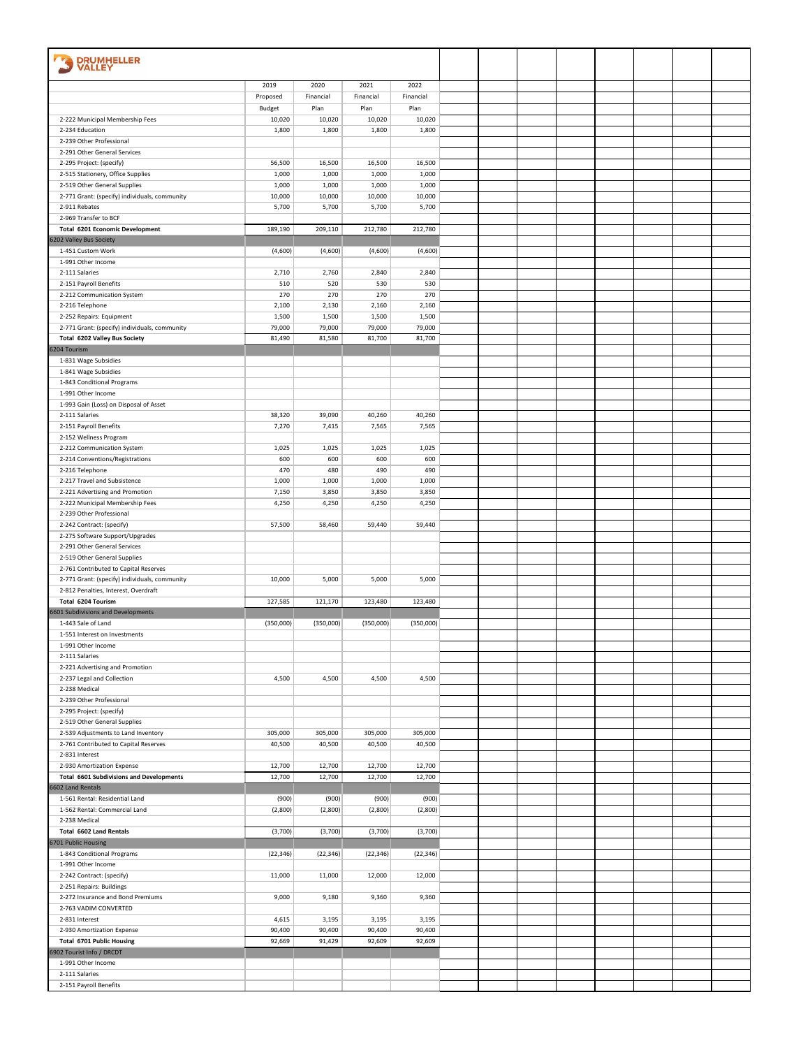**DRUMHELLER VALLEY**

| | 2019 Proposed Budget | 2020 Financial Plan | 2021 Financial Plan | 2022 Financial Plan |
|---|---|---|---|---|
| 2-222 Municipal Membership Fees | 10,020 | 10,020 | 10,020 | 10,020 |
| 2-234 Education | 1,800 | 1,800 | 1,800 | 1,800 |
| 2-239 Other Professional | | | | |
| 2-291 Other General Services | | | | |
| 2-295 Project: (specify) | 56,500 | 16,500 | 16,500 | 16,500 |
| 2-515 Stationery, Office Supplies | 1,000 | 1,000 | 1,000 | 1,000 |
| 2-519 Other General Supplies | 1,000 | 1,000 | 1,000 | 1,000 |
| 2-771 Grant: (specify) individuals, community | 10,000 | 10,000 | 10,000 | 10,000 |
| 2-911 Rebates | 5,700 | 5,700 | 5,700 | 5,700 |
| 2-969 Transfer to BCF | | | | |
| **Total 6201 Economic Development** | 189,190 | 209,110 | 212,780 | 212,780 |
| 6202 Valley Bus Society | | | | |
| 1-451 Custom Work | (4,600) | (4,600) | (4,600) | (4,600) |
| 1-991 Other Income | | | | |
| 2-111 Salaries | 2,710 | 2,760 | 2,840 | 2,840 |
| 2-151 Payroll Benefits | 510 | 520 | 530 | 530 |
| 2-212 Communication System | 270 | 270 | 270 | 270 |
| 2-216 Telephone | 2,100 | 2,130 | 2,160 | 2,160 |
| 2-252 Repairs: Equipment | 1,500 | 1,500 | 1,500 | 1,500 |
| 2-771 Grant: (specify) individuals, community | 79,000 | 79,000 | 79,000 | 79,000 |
| **Total 6202 Valley Bus Society** | 81,490 | 81,580 | 81,700 | 81,700 |
| 6204 Tourism | | | | |
| 1-831 Wage Subsidies | | | | |
| 1-841 Wage Subsidies | | | | |
| 1-843 Conditional Programs | | | | |
| 1-991 Other Income | | | | |
| 1-993 Gain (Loss) on Disposal of Asset | | | | |
| 2-111 Salaries | 38,320 | 39,090 | 40,260 | 40,260 |
| 2-151 Payroll Benefits | 7,270 | 7,415 | 7,565 | 7,565 |
| 2-152 Wellness Program | | | | |
| 2-212 Communication System | 1,025 | 1,025 | 1,025 | 1,025 |
| 2-214 Conventions/Registrations | 600 | 600 | 600 | 600 |
| 2-216 Telephone | 470 | 480 | 490 | 490 |
| 2-217 Travel and Subsistence | 1,000 | 1,000 | 1,000 | 1,000 |
| 2-221 Advertising and Promotion | 7,150 | 3,850 | 3,850 | 3,850 |
| 2-222 Municipal Membership Fees | 4,250 | 4,250 | 4,250 | 4,250 |
| 2-239 Other Professional | | | | |
| 2-242 Contract: (specify) | 57,500 | 58,460 | 59,440 | 59,440 |
| 2-275 Software Support/Upgrades | | | | |
| 2-291 Other General Services | | | | |
| 2-519 Other General Supplies | | | | |
| 2-761 Contributed to Capital Reserves | | | | |
| 2-771 Grant: (specify) individuals, community | 10,000 | 5,000 | 5,000 | 5,000 |
| 2-812 Penalties, Interest, Overdraft | | | | |
| **Total 6204 Tourism** | 127,585 | 121,170 | 123,480 | 123,480 |
| 6601 Subdivisions and Developments | | | | |
| 1-443 Sale of Land | (350,000) | (350,000) | (350,000) | (350,000) |
| 1-551 Interest on Investments | | | | |
| 1-991 Other Income | | | | |
| 2-111 Salaries | | | | |
| 2-221 Advertising and Promotion | | | | |
| 2-237 Legal and Collection | 4,500 | 4,500 | 4,500 | 4,500 |
| 2-238 Medical | | | | |
| 2-239 Other Professional | | | | |
| 2-295 Project: (specify) | | | | |
| 2-519 Other General Supplies | | | | |
| 2-539 Adjustments to Land Inventory | 305,000 | 305,000 | 305,000 | 305,000 |
| 2-761 Contributed to Capital Reserves | 40,500 | 40,500 | 40,500 | 40,500 |
| 2-831 Interest | | | | |
| 2-930 Amortization Expense | 12,700 | 12,700 | 12,700 | 12,700 |
| **Total 6601 Subdivisions and Developments** | 12,700 | 12,700 | 12,700 | 12,700 |
| 6602 Land Rentals | | | | |
| 1-561 Rental: Residential Land | (900) | (900) | (900) | (900) |
| 1-562 Rental: Commercial Land | (2,800) | (2,800) | (2,800) | (2,800) |
| 2-238 Medical | | | | |
| **Total 6602 Land Rentals** | (3,700) | (3,700) | (3,700) | (3,700) |
| 6701 Public Housing | | | | |
| 1-843 Conditional Programs | (22,346) | (22,346) | (22,346) | (22,346) |
| 1-991 Other Income | | | | |
| 2-242 Contract: (specify) | 11,000 | 11,000 | 12,000 | 12,000 |
| 2-251 Repairs: Buildings | | | | |
| 2-272 Insurance and Bond Premiums | 9,000 | 9,180 | 9,360 | 9,360 |
| 2-763 VADIM CONVERTED | | | | |
| 2-831 Interest | 4,615 | 3,195 | 3,195 | 3,195 |
| 2-930 Amortization Expense | 90,400 | 90,400 | 90,400 | 90,400 |
| **Total 6701 Public Housing** | 92,669 | 91,429 | 92,609 | 92,609 |
| 6902 Tourist Info / DRCDT | | | | |
| 1-991 Other Income | | | | |
| 2-111 Salaries | | | | |
| 2-151 Payroll Benefits | | | | |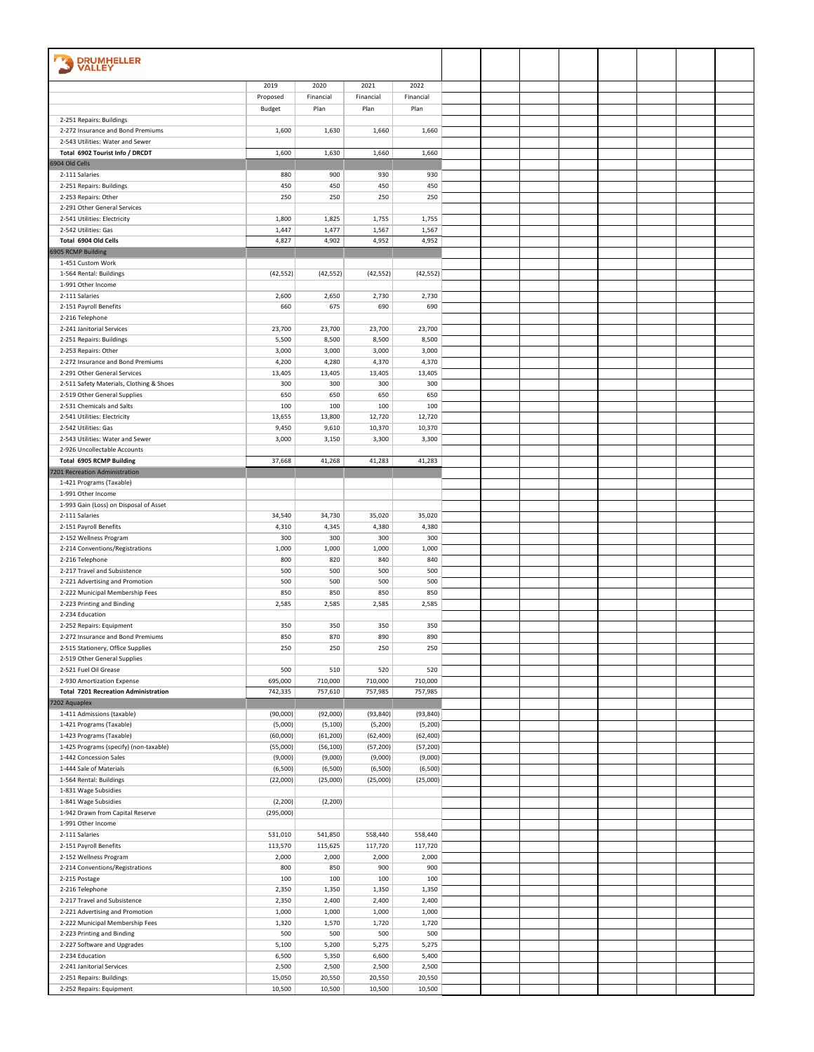**DRUMHELLER VALLEY**

| | 2019 Proposed Budget | 2020 Financial Plan | 2021 Financial Plan | 2022 Financial Plan |
|---|---|---|---|---|
| 2-251 Repairs: Buildings | | | | |
| 2-272 Insurance and Bond Premiums | 1,600 | 1,630 | 1,660 | 1,660 |
| 2-543 Utilities: Water and Sewer | | | | |
| **Total 6902 Tourist Info / DRCDT** | 1,600 | 1,630 | 1,660 | 1,660 |
| 6904 Old Cells | | | | |
| 2-111 Salaries | 880 | 900 | 930 | 930 |
| 2-251 Repairs: Buildings | 450 | 450 | 450 | 450 |
| 2-253 Repairs: Other | 250 | 250 | 250 | 250 |
| 2-291 Other General Services | | | | |
| 2-541 Utilities: Electricity | 1,800 | 1,825 | 1,755 | 1,755 |
| 2-542 Utilities: Gas | 1,447 | 1,477 | 1,567 | 1,567 |
| **Total 6904 Old Cells** | 4,827 | 4,902 | 4,952 | 4,952 |
| 6905 RCMP Building | | | | |
| 1-451 Custom Work | | | | |
| 1-564 Rental: Buildings | (42,552) | (42,552) | (42,552) | (42,552) |
| 1-991 Other Income | | | | |
| 2-111 Salaries | 2,600 | 2,650 | 2,730 | 2,730 |
| 2-151 Payroll Benefits | 660 | 675 | 690 | 690 |
| 2-216 Telephone | | | | |
| 2-241 Janitorial Services | 23,700 | 23,700 | 23,700 | 23,700 |
| 2-251 Repairs: Buildings | 5,500 | 8,500 | 8,500 | 8,500 |
| 2-253 Repairs: Other | 3,000 | 3,000 | 3,000 | 3,000 |
| 2-272 Insurance and Bond Premiums | 4,200 | 4,280 | 4,370 | 4,370 |
| 2-291 Other General Services | 13,405 | 13,405 | 13,405 | 13,405 |
| 2-511 Safety Materials, Clothing & Shoes | 300 | 300 | 300 | 300 |
| 2-519 Other General Supplies | 650 | 650 | 650 | 650 |
| 2-531 Chemicals and Salts | 100 | 100 | 100 | 100 |
| 2-541 Utilities: Electricity | 13,655 | 13,800 | 12,720 | 12,720 |
| 2-542 Utilities: Gas | 9,450 | 9,610 | 10,370 | 10,370 |
| 2-543 Utilities: Water and Sewer | 3,000 | 3,150 | 3,300 | 3,300 |
| 2-926 Uncollectable Accounts | | | | |
| **Total 6905 RCMP Building** | 37,668 | 41,268 | 41,283 | 41,283 |
| 7201 Recreation Administration | | | | |
| 1-421 Programs (Taxable) | | | | |
| 1-991 Other Income | | | | |
| 1-993 Gain (Loss) on Disposal of Asset | | | | |
| 2-111 Salaries | 34,540 | 34,730 | 35,020 | 35,020 |
| 2-151 Payroll Benefits | 4,310 | 4,345 | 4,380 | 4,380 |
| 2-152 Wellness Program | 300 | 300 | 300 | 300 |
| 2-214 Conventions/Registrations | 1,000 | 1,000 | 1,000 | 1,000 |
| 2-216 Telephone | 800 | 820 | 840 | 840 |
| 2-217 Travel and Subsistence | 500 | 500 | 500 | 500 |
| 2-221 Advertising and Promotion | 500 | 500 | 500 | 500 |
| 2-222 Municipal Membership Fees | 850 | 850 | 850 | 850 |
| 2-223 Printing and Binding | 2,585 | 2,585 | 2,585 | 2,585 |
| 2-234 Education | | | | |
| 2-252 Repairs: Equipment | 350 | 350 | 350 | 350 |
| 2-272 Insurance and Bond Premiums | 850 | 870 | 890 | 890 |
| 2-515 Stationery, Office Supplies | 250 | 250 | 250 | 250 |
| 2-519 Other General Supplies | | | | |
| 2-521 Fuel Oil Grease | 500 | 510 | 520 | 520 |
| 2-930 Amortization Expense | 695,000 | 710,000 | 710,000 | 710,000 |
| **Total 7201 Recreation Administration** | 742,335 | 757,610 | 757,985 | 757,985 |
| 7202 Aquaplex | | | | |
| 1-411 Admissions (taxable) | (90,000) | (92,000) | (93,840) | (93,840) |
| 1-421 Programs (Taxable) | (5,000) | (5,100) | (5,200) | (5,200) |
| 1-423 Programs (Taxable) | (60,000) | (61,200) | (62,400) | (62,400) |
| 1-425 Programs (specify) (non-taxable) | (55,000) | (56,100) | (57,200) | (57,200) |
| 1-442 Concession Sales | (9,000) | (9,000) | (9,000) | (9,000) |
| 1-444 Sale of Materials | (6,500) | (6,500) | (6,500) | (6,500) |
| 1-564 Rental: Buildings | (22,000) | (25,000) | (25,000) | (25,000) |
| 1-831 Wage Subsidies | | | | |
| 1-841 Wage Subsidies | (2,200) | (2,200) | | |
| 1-942 Drawn from Capital Reserve | (295,000) | | | |
| 1-991 Other Income | | | | |
| 2-111 Salaries | 531,010 | 541,850 | 558,440 | 558,440 |
| 2-151 Payroll Benefits | 113,570 | 115,625 | 117,720 | 117,720 |
| 2-152 Wellness Program | 2,000 | 2,000 | 2,000 | 2,000 |
| 2-214 Conventions/Registrations | 800 | 850 | 900 | 900 |
| 2-215 Postage | 100 | 100 | 100 | 100 |
| 2-216 Telephone | 2,350 | 1,350 | 1,350 | 1,350 |
| 2-217 Travel and Subsistence | 2,350 | 2,400 | 2,400 | 2,400 |
| 2-221 Advertising and Promotion | 1,000 | 1,000 | 1,000 | 1,000 |
| 2-222 Municipal Membership Fees | 1,320 | 1,570 | 1,720 | 1,720 |
| 2-223 Printing and Binding | 500 | 500 | 500 | 500 |
| 2-227 Software and Upgrades | 5,100 | 5,200 | 5,275 | 5,275 |
| 2-234 Education | 6,500 | 5,350 | 6,600 | 5,400 |
| 2-241 Janitorial Services | 2,500 | 2,500 | 2,500 | 2,500 |
| 2-251 Repairs: Buildings | 15,050 | 20,550 | 20,550 | 20,550 |
| 2-252 Repairs: Equipment | 10,500 | 10,500 | 10,500 | 10,500 |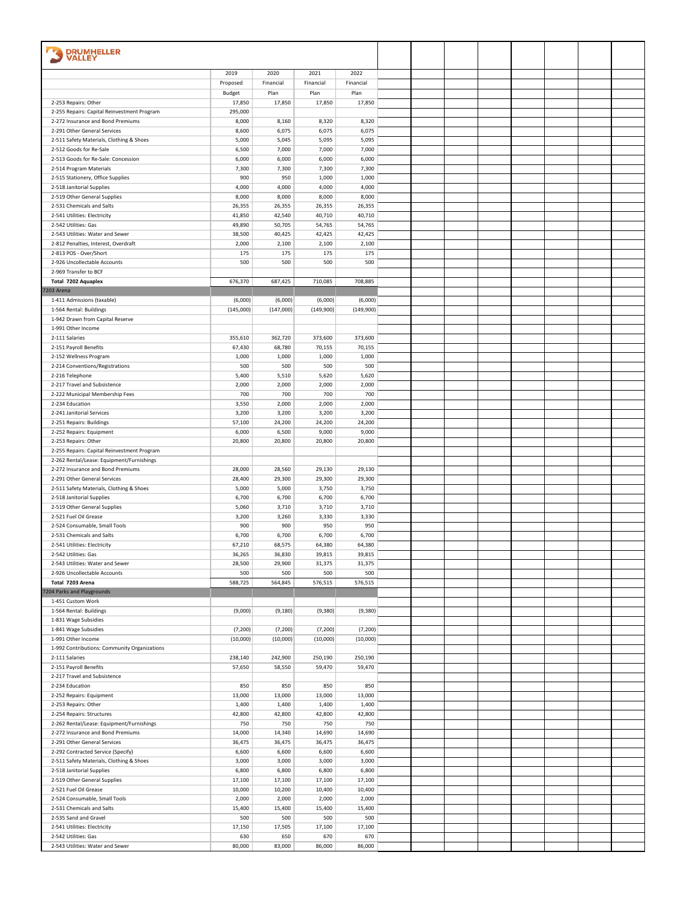**DRUMHELLER VALLEY**

| | 2019 | 2020 | 2021 | 2022 |
|---|---|---|---|---|
| | Proposed | Financial | Financial | Financial |
| | Budget | Plan | Plan | Plan |
| 2-253 Repairs: Other | 17,850 | 17,850 | 17,850 | 17,850 |
| 2-255 Repairs: Capital Reinvestment Program | 295,000 | | | |
| 2-272 Insurance and Bond Premiums | 8,000 | 8,160 | 8,320 | 8,320 |
| 2-291 Other General Services | 8,600 | 6,075 | 6,075 | 6,075 |
| 2-511 Safety Materials, Clothing & Shoes | 5,000 | 5,045 | 5,095 | 5,095 |
| 2-512 Goods for Re-Sale | 6,500 | 7,000 | 7,000 | 7,000 |
| 2-513 Goods for Re-Sale: Concession | 6,000 | 6,000 | 6,000 | 6,000 |
| 2-514 Program Materials | 7,300 | 7,300 | 7,300 | 7,300 |
| 2-515 Stationery, Office Supplies | 900 | 950 | 1,000 | 1,000 |
| 2-518 Janitorial Supplies | 4,000 | 4,000 | 4,000 | 4,000 |
| 2-519 Other General Supplies | 8,000 | 8,000 | 8,000 | 8,000 |
| 2-531 Chemicals and Salts | 26,355 | 26,355 | 26,355 | 26,355 |
| 2-541 Utilities: Electricity | 41,850 | 42,540 | 40,710 | 40,710 |
| 2-542 Utilities: Gas | 49,890 | 50,705 | 54,765 | 54,765 |
| 2-543 Utilities: Water and Sewer | 38,500 | 40,425 | 42,425 | 42,425 |
| 2-812 Penalties, Interest, Overdraft | 2,000 | 2,100 | 2,100 | 2,100 |
| 2-813 POS - Over/Short | 175 | 175 | 175 | 175 |
| 2-926 Uncollectable Accounts | 500 | 500 | 500 | 500 |
| 2-969 Transfer to BCF | | | | |
| **Total 7202 Aquaplex** | 676,370 | 687,425 | 710,085 | 708,885 |
| 7203 Arena | | | | |
| 1-411 Admissions (taxable) | (6,000) | (6,000) | (6,000) | (6,000) |
| 1-564 Rental: Buildings | (145,000) | (147,000) | (149,900) | (149,900) |
| 1-942 Drawn from Capital Reserve | | | | |
| 1-991 Other Income | | | | |
| 2-111 Salaries | 355,610 | 362,720 | 373,600 | 373,600 |
| 2-151 Payroll Benefits | 67,430 | 68,780 | 70,155 | 70,155 |
| 2-152 Wellness Program | 1,000 | 1,000 | 1,000 | 1,000 |
| 2-214 Conventions/Registrations | 500 | 500 | 500 | 500 |
| 2-216 Telephone | 5,400 | 5,510 | 5,620 | 5,620 |
| 2-217 Travel and Subsistence | 2,000 | 2,000 | 2,000 | 2,000 |
| 2-222 Municipal Membership Fees | 700 | 700 | 700 | 700 |
| 2-234 Education | 3,550 | 2,000 | 2,000 | 2,000 |
| 2-241 Janitorial Services | 3,200 | 3,200 | 3,200 | 3,200 |
| 2-251 Repairs: Buildings | 57,100 | 24,200 | 24,200 | 24,200 |
| 2-252 Repairs: Equipment | 6,000 | 6,500 | 9,000 | 9,000 |
| 2-253 Repairs: Other | 20,800 | 20,800 | 20,800 | 20,800 |
| 2-255 Repairs: Capital Reinvestment Program | | | | |
| 2-262 Rental/Lease: Equipment/Furnishings | | | | |
| 2-272 Insurance and Bond Premiums | 28,000 | 28,560 | 29,130 | 29,130 |
| 2-291 Other General Services | 28,400 | 29,300 | 29,300 | 29,300 |
| 2-511 Safety Materials, Clothing & Shoes | 5,000 | 5,000 | 3,750 | 3,750 |
| 2-518 Janitorial Supplies | 6,700 | 6,700 | 6,700 | 6,700 |
| 2-519 Other General Supplies | 5,060 | 3,710 | 3,710 | 3,710 |
| 2-521 Fuel Oil Grease | 3,200 | 3,260 | 3,330 | 3,330 |
| 2-524 Consumable, Small Tools | 900 | 900 | 950 | 950 |
| 2-531 Chemicals and Salts | 6,700 | 6,700 | 6,700 | 6,700 |
| 2-541 Utilities: Electricity | 67,210 | 68,575 | 64,380 | 64,380 |
| 2-542 Utilities: Gas | 36,265 | 36,830 | 39,815 | 39,815 |
| 2-543 Utilities: Water and Sewer | 28,500 | 29,900 | 31,375 | 31,375 |
| 2-926 Uncollectable Accounts | 500 | 500 | 500 | 500 |
| **Total 7203 Arena** | 588,725 | 564,845 | 576,515 | 576,515 |
| 7204 Parks and Playgrounds | | | | |
| 1-451 Custom Work | | | | |
| 1-564 Rental: Buildings | (9,000) | (9,180) | (9,380) | (9,380) |
| 1-831 Wage Subsidies | | | | |
| 1-841 Wage Subsidies | (7,200) | (7,200) | (7,200) | (7,200) |
| 1-991 Other Income | (10,000) | (10,000) | (10,000) | (10,000) |
| 1-992 Contributions: Community Organizations | | | | |
| 2-111 Salaries | 238,140 | 242,900 | 250,190 | 250,190 |
| 2-151 Payroll Benefits | 57,650 | 58,550 | 59,470 | 59,470 |
| 2-217 Travel and Subsistence | | | | |
| 2-234 Education | 850 | 850 | 850 | 850 |
| 2-252 Repairs: Equipment | 13,000 | 13,000 | 13,000 | 13,000 |
| 2-253 Repairs: Other | 1,400 | 1,400 | 1,400 | 1,400 |
| 2-254 Repairs: Structures | 42,800 | 42,800 | 42,800 | 42,800 |
| 2-262 Rental/Lease: Equipment/Furnishings | 750 | 750 | 750 | 750 |
| 2-272 Insurance and Bond Premiums | 14,000 | 14,340 | 14,690 | 14,690 |
| 2-291 Other General Services | 36,475 | 36,475 | 36,475 | 36,475 |
| 2-292 Contracted Service (Specify) | 6,600 | 6,600 | 6,600 | 6,600 |
| 2-511 Safety Materials, Clothing & Shoes | 3,000 | 3,000 | 3,000 | 3,000 |
| 2-518 Janitorial Supplies | 6,800 | 6,800 | 6,800 | 6,800 |
| 2-519 Other General Supplies | 17,100 | 17,100 | 17,100 | 17,100 |
| 2-521 Fuel Oil Grease | 10,000 | 10,200 | 10,400 | 10,400 |
| 2-524 Consumable, Small Tools | 2,000 | 2,000 | 2,000 | 2,000 |
| 2-531 Chemicals and Salts | 15,400 | 15,400 | 15,400 | 15,400 |
| 2-535 Sand and Gravel | 500 | 500 | 500 | 500 |
| 2-541 Utilities: Electricity | 17,150 | 17,505 | 17,100 | 17,100 |
| 2-542 Utilities: Gas | 630 | 650 | 670 | 670 |
| 2-543 Utilities: Water and Sewer | 80,000 | 83,000 | 86,000 | 86,000 |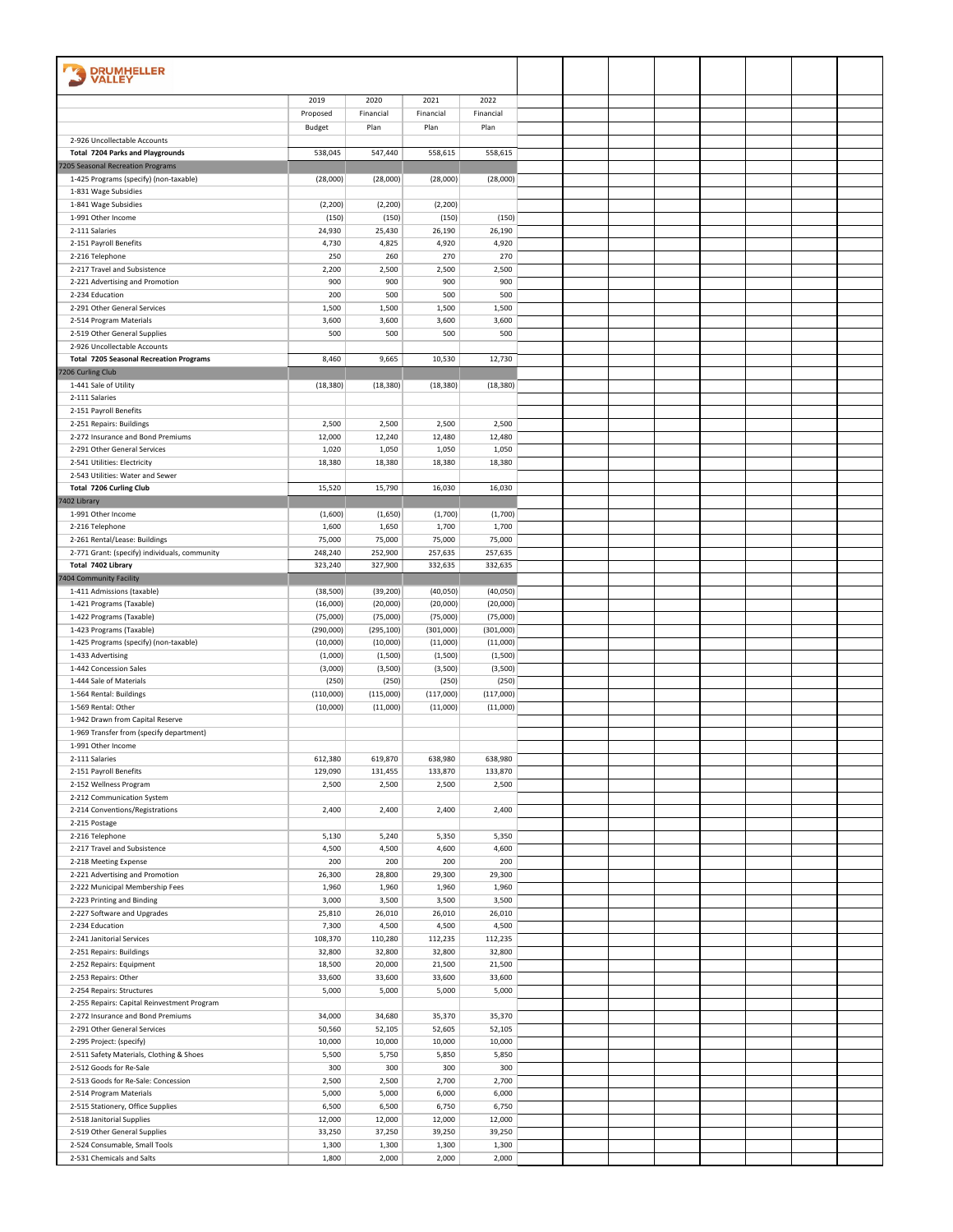**DRUMHELLER VALLEY**

| | 2019 Proposed Budget | 2020 Financial Plan | 2021 Financial Plan | 2022 Financial Plan |
|---|---|---|---|---|
| 2-926 Uncollectable Accounts | | | | |
| **Total 7204 Parks and Playgrounds** | 538,045 | 547,440 | 558,615 | 558,615 |
| 7205 Seasonal Recreation Programs | | | | |
| 1-425 Programs (specify) (non-taxable) | (28,000) | (28,000) | (28,000) | (28,000) |
| 1-831 Wage Subsidies | | | | |
| 1-841 Wage Subsidies | (2,200) | (2,200) | (2,200) | |
| 1-991 Other Income | (150) | (150) | (150) | (150) |
| 2-111 Salaries | 24,930 | 25,430 | 26,190 | 26,190 |
| 2-151 Payroll Benefits | 4,730 | 4,825 | 4,920 | 4,920 |
| 2-216 Telephone | 250 | 260 | 270 | 270 |
| 2-217 Travel and Subsistence | 2,200 | 2,500 | 2,500 | 2,500 |
| 2-221 Advertising and Promotion | 900 | 900 | 900 | 900 |
| 2-234 Education | 200 | 500 | 500 | 500 |
| 2-291 Other General Services | 1,500 | 1,500 | 1,500 | 1,500 |
| 2-514 Program Materials | 3,600 | 3,600 | 3,600 | 3,600 |
| 2-519 Other General Supplies | 500 | 500 | 500 | 500 |
| 2-926 Uncollectable Accounts | | | | |
| **Total 7205 Seasonal Recreation Programs** | 8,460 | 9,665 | 10,530 | 12,730 |
| 7206 Curling Club | | | | |
| 1-441 Sale of Utility | (18,380) | (18,380) | (18,380) | (18,380) |
| 2-111 Salaries | | | | |
| 2-151 Payroll Benefits | | | | |
| 2-251 Repairs: Buildings | 2,500 | 2,500 | 2,500 | 2,500 |
| 2-272 Insurance and Bond Premiums | 12,000 | 12,240 | 12,480 | 12,480 |
| 2-291 Other General Services | 1,020 | 1,050 | 1,050 | 1,050 |
| 2-541 Utilities: Electricity | 18,380 | 18,380 | 18,380 | 18,380 |
| 2-543 Utilities: Water and Sewer | | | | |
| **Total 7206 Curling Club** | 15,520 | 15,790 | 16,030 | 16,030 |
| 7402 Library | | | | |
| 1-991 Other Income | (1,600) | (1,650) | (1,700) | (1,700) |
| 2-216 Telephone | 1,600 | 1,650 | 1,700 | 1,700 |
| 2-261 Rental/Lease: Buildings | 75,000 | 75,000 | 75,000 | 75,000 |
| 2-771 Grant: (specify) individuals, community | 248,240 | 252,900 | 257,635 | 257,635 |
| **Total 7402 Library** | 323,240 | 327,900 | 332,635 | 332,635 |
| 7404 Community Facility | | | | |
| 1-411 Admissions (taxable) | (38,500) | (39,200) | (40,050) | (40,050) |
| 1-421 Programs (Taxable) | (16,000) | (20,000) | (20,000) | (20,000) |
| 1-422 Programs (Taxable) | (75,000) | (75,000) | (75,000) | (75,000) |
| 1-423 Programs (Taxable) | (290,000) | (295,100) | (301,000) | (301,000) |
| 1-425 Programs (specify) (non-taxable) | (10,000) | (10,000) | (11,000) | (11,000) |
| 1-433 Advertising | (1,000) | (1,500) | (1,500) | (1,500) |
| 1-442 Concession Sales | (3,000) | (3,500) | (3,500) | (3,500) |
| 1-444 Sale of Materials | (250) | (250) | (250) | (250) |
| 1-564 Rental: Buildings | (110,000) | (115,000) | (117,000) | (117,000) |
| 1-569 Rental: Other | (10,000) | (11,000) | (11,000) | (11,000) |
| 1-942 Drawn from Capital Reserve | | | | |
| 1-969 Transfer from (specify department) | | | | |
| 1-991 Other Income | | | | |
| 2-111 Salaries | 612,380 | 619,870 | 638,980 | 638,980 |
| 2-151 Payroll Benefits | 129,090 | 131,455 | 133,870 | 133,870 |
| 2-152 Wellness Program | 2,500 | 2,500 | 2,500 | 2,500 |
| 2-212 Communication System | | | | |
| 2-214 Conventions/Registrations | 2,400 | 2,400 | 2,400 | 2,400 |
| 2-215 Postage | | | | |
| 2-216 Telephone | 5,130 | 5,240 | 5,350 | 5,350 |
| 2-217 Travel and Subsistence | 4,500 | 4,500 | 4,600 | 4,600 |
| 2-218 Meeting Expense | 200 | 200 | 200 | 200 |
| 2-221 Advertising and Promotion | 26,300 | 28,800 | 29,300 | 29,300 |
| 2-222 Municipal Membership Fees | 1,960 | 1,960 | 1,960 | 1,960 |
| 2-223 Printing and Binding | 3,000 | 3,500 | 3,500 | 3,500 |
| 2-227 Software and Upgrades | 25,810 | 26,010 | 26,010 | 26,010 |
| 2-234 Education | 7,300 | 4,500 | 4,500 | 4,500 |
| 2-241 Janitorial Services | 108,370 | 110,280 | 112,235 | 112,235 |
| 2-251 Repairs: Buildings | 32,800 | 32,800 | 32,800 | 32,800 |
| 2-252 Repairs: Equipment | 18,500 | 20,000 | 21,500 | 21,500 |
| 2-253 Repairs: Other | 33,600 | 33,600 | 33,600 | 33,600 |
| 2-254 Repairs: Structures | 5,000 | 5,000 | 5,000 | 5,000 |
| 2-255 Repairs: Capital Reinvestment Program | | | | |
| 2-272 Insurance and Bond Premiums | 34,000 | 34,680 | 35,370 | 35,370 |
| 2-291 Other General Services | 50,560 | 52,105 | 52,605 | 52,105 |
| 2-295 Project: (specify) | 10,000 | 10,000 | 10,000 | 10,000 |
| 2-511 Safety Materials, Clothing & Shoes | 5,500 | 5,750 | 5,850 | 5,850 |
| 2-512 Goods for Re-Sale | 300 | 300 | 300 | 300 |
| 2-513 Goods for Re-Sale: Concession | 2,500 | 2,500 | 2,700 | 2,700 |
| 2-514 Program Materials | 5,000 | 5,000 | 6,000 | 6,000 |
| 2-515 Stationery, Office Supplies | 6,500 | 6,500 | 6,750 | 6,750 |
| 2-518 Janitorial Supplies | 12,000 | 12,000 | 12,000 | 12,000 |
| 2-519 Other General Supplies | 33,250 | 37,250 | 39,250 | 39,250 |
| 2-524 Consumable, Small Tools | 1,300 | 1,300 | 1,300 | 1,300 |
| 2-531 Chemicals and Salts | 1,800 | 2,000 | 2,000 | 2,000 |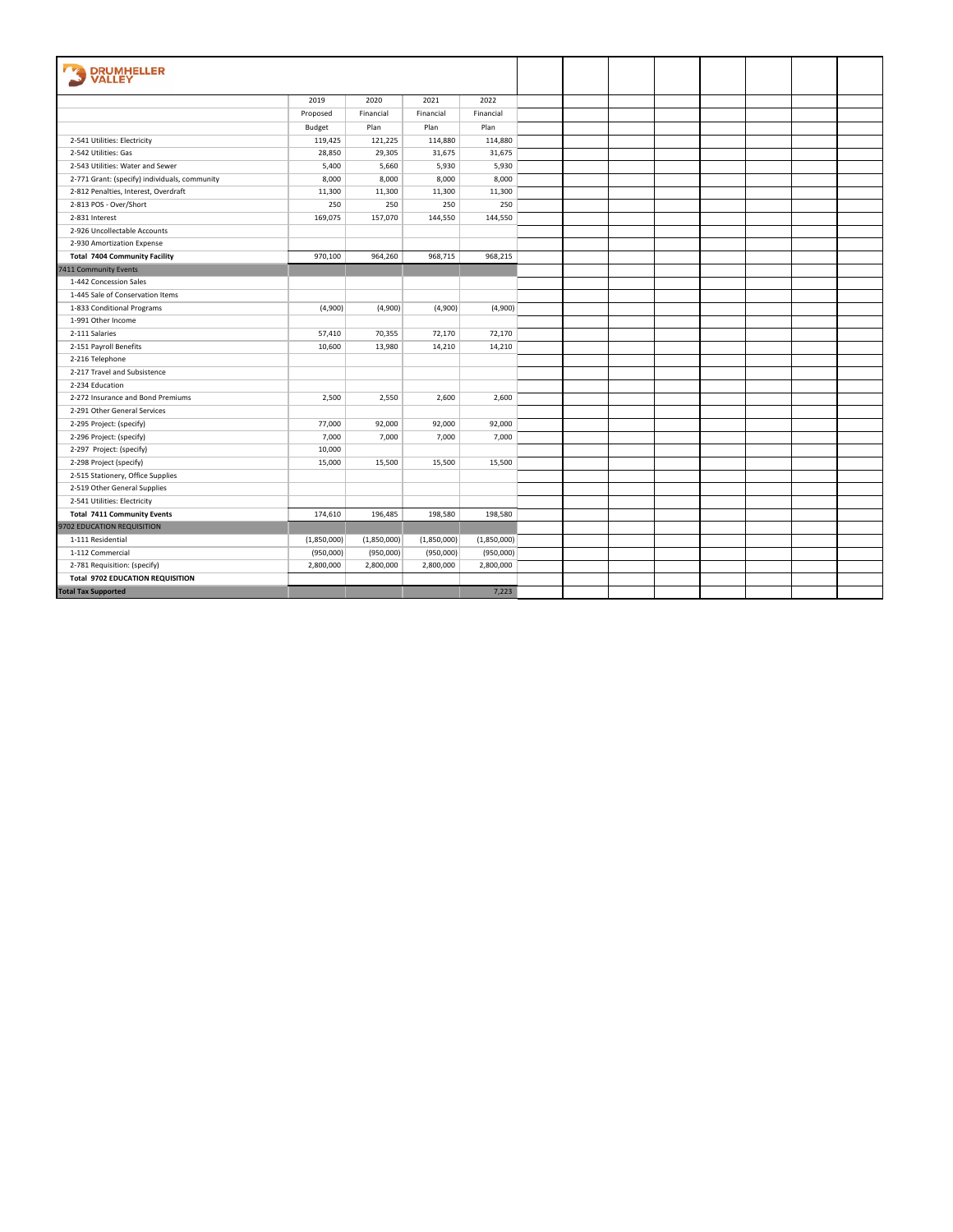DRUMHELLER VALLEY

| | 2019 | 2020 | 2021 | 2022 |
|---|---|---|---|---|
| | Proposed | Financial | Financial | Financial |
| | Budget | Plan | Plan | Plan |
| 2-541 Utilities: Electricity | 119,425 | 121,225 | 114,880 | 114,880 |
| 2-542 Utilities: Gas | 28,850 | 29,305 | 31,675 | 31,675 |
| 2-543 Utilities: Water and Sewer | 5,400 | 5,660 | 5,930 | 5,930 |
| 2-771 Grant: (specify) individuals, community | 8,000 | 8,000 | 8,000 | 8,000 |
| 2-812 Penalties, Interest, Overdraft | 11,300 | 11,300 | 11,300 | 11,300 |
| 2-813 POS - Over/Short | 250 | 250 | 250 | 250 |
| 2-831 Interest | 169,075 | 157,070 | 144,550 | 144,550 |
| 2-926 Uncollectable Accounts | | | | |
| 2-930 Amortization Expense | | | | |
| **Total 7404 Community Facility** | 970,100 | 964,260 | 968,715 | 968,215 |
| 7411 Community Events | | | | |
| 1-442 Concession Sales | | | | |
| 1-445 Sale of Conservation Items | | | | |
| 1-833 Conditional Programs | (4,900) | (4,900) | (4,900) | (4,900) |
| 1-991 Other Income | | | | |
| 2-111 Salaries | 57,410 | 70,355 | 72,170 | 72,170 |
| 2-151 Payroll Benefits | 10,600 | 13,980 | 14,210 | 14,210 |
| 2-216 Telephone | | | | |
| 2-217 Travel and Subsistence | | | | |
| 2-234 Education | | | | |
| 2-272 Insurance and Bond Premiums | 2,500 | 2,550 | 2,600 | 2,600 |
| 2-291 Other General Services | | | | |
| 2-295 Project: (specify) | 77,000 | 92,000 | 92,000 | 92,000 |
| 2-296 Project: (specify) | 7,000 | 7,000 | 7,000 | 7,000 |
| 2-297 Project: (specify) | 10,000 | | | |
| 2-298 Project (specify) | 15,000 | 15,500 | 15,500 | 15,500 |
| 2-515 Stationery, Office Supplies | | | | |
| 2-519 Other General Supplies | | | | |
| 2-541 Utilities: Electricity | | | | |
| **Total 7411 Community Events** | 174,610 | 196,485 | 198,580 | 198,580 |
| 9702 EDUCATION REQUISITION | | | | |
| 1-111 Residential | (1,850,000) | (1,850,000) | (1,850,000) | (1,850,000) |
| 1-112 Commercial | (950,000) | (950,000) | (950,000) | (950,000) |
| 2-781 Requisition: (specify) | 2,800,000 | 2,800,000 | 2,800,000 | 2,800,000 |
| **Total 9702 EDUCATION REQUISITION** | | | | |
| **Total Tax Supported** | | | | 7,223 |